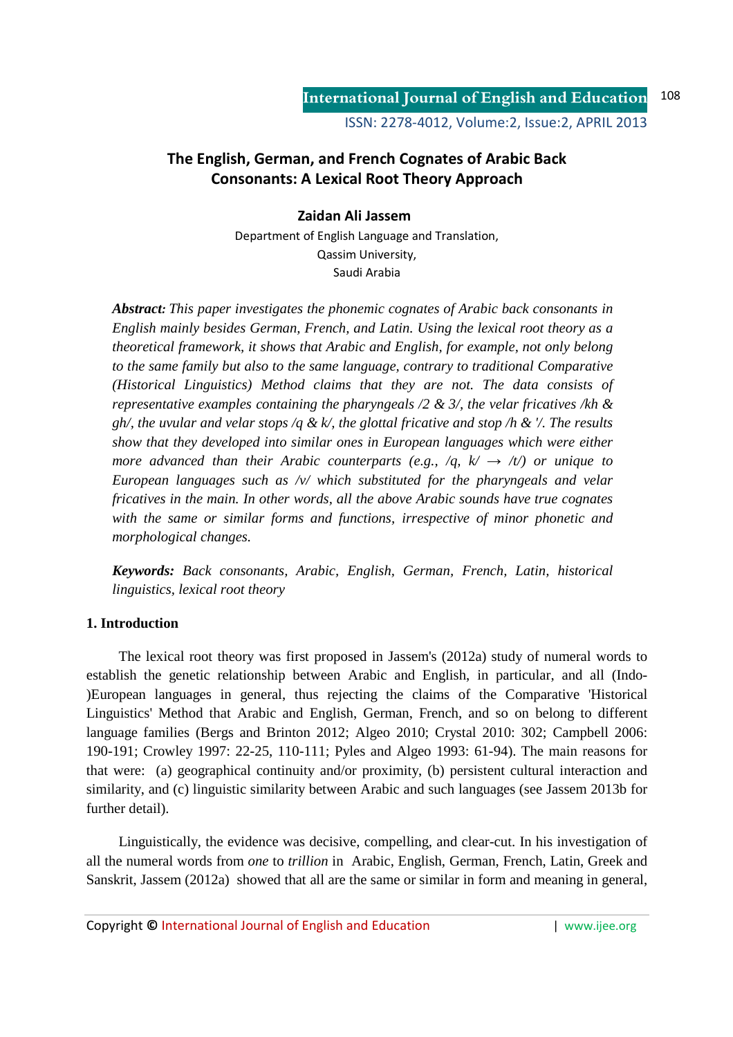# The English, German, and French Cognates of Arabic Back Consonants: A Lexical Root Theory Approach

**Zaidan Ali Jassem**

Department of English Language and Translation,
Qassim University,
Saudi Arabia

***Abstract:*** *This paper investigates the phonemic cognates of Arabic back consonants in English mainly besides German, French, and Latin. Using the lexical root theory as a theoretical framework, it shows that Arabic and English, for example, not only belong to the same family but also to the same language, contrary to traditional Comparative (Historical Linguistics) Method claims that they are not. The data consists of representative examples containing the pharyngeals /2 & 3/, the velar fricatives /kh & gh/, the uvular and velar stops /q & k/, the glottal fricative and stop /h & '/. The results show that they developed into similar ones in European languages which were either more advanced than their Arabic counterparts (e.g., /q, k/ → /t/) or unique to European languages such as /v/ which substituted for the pharyngeals and velar fricatives in the main. In other words, all the above Arabic sounds have true cognates with the same or similar forms and functions, irrespective of minor phonetic and morphological changes.*

***Keywords:*** *Back consonants, Arabic, English, German, French, Latin, historical linguistics, lexical root theory*

## 1. Introduction

The lexical root theory was first proposed in Jassem's (2012a) study of numeral words to establish the genetic relationship between Arabic and English, in particular, and all (Indo-)European languages in general, thus rejecting the claims of the Comparative 'Historical Linguistics' Method that Arabic and English, German, French, and so on belong to different language families (Bergs and Brinton 2012; Algeo 2010; Crystal 2010: 302; Campbell 2006: 190-191; Crowley 1997: 22-25, 110-111; Pyles and Algeo 1993: 61-94). The main reasons for that were: (a) geographical continuity and/or proximity, (b) persistent cultural interaction and similarity, and (c) linguistic similarity between Arabic and such languages (see Jassem 2013b for further detail).

Linguistically, the evidence was decisive, compelling, and clear-cut. In his investigation of all the numeral words from *one* to *trillion* in Arabic, English, German, French, Latin, Greek and Sanskrit, Jassem (2012a) showed that all are the same or similar in form and meaning in general,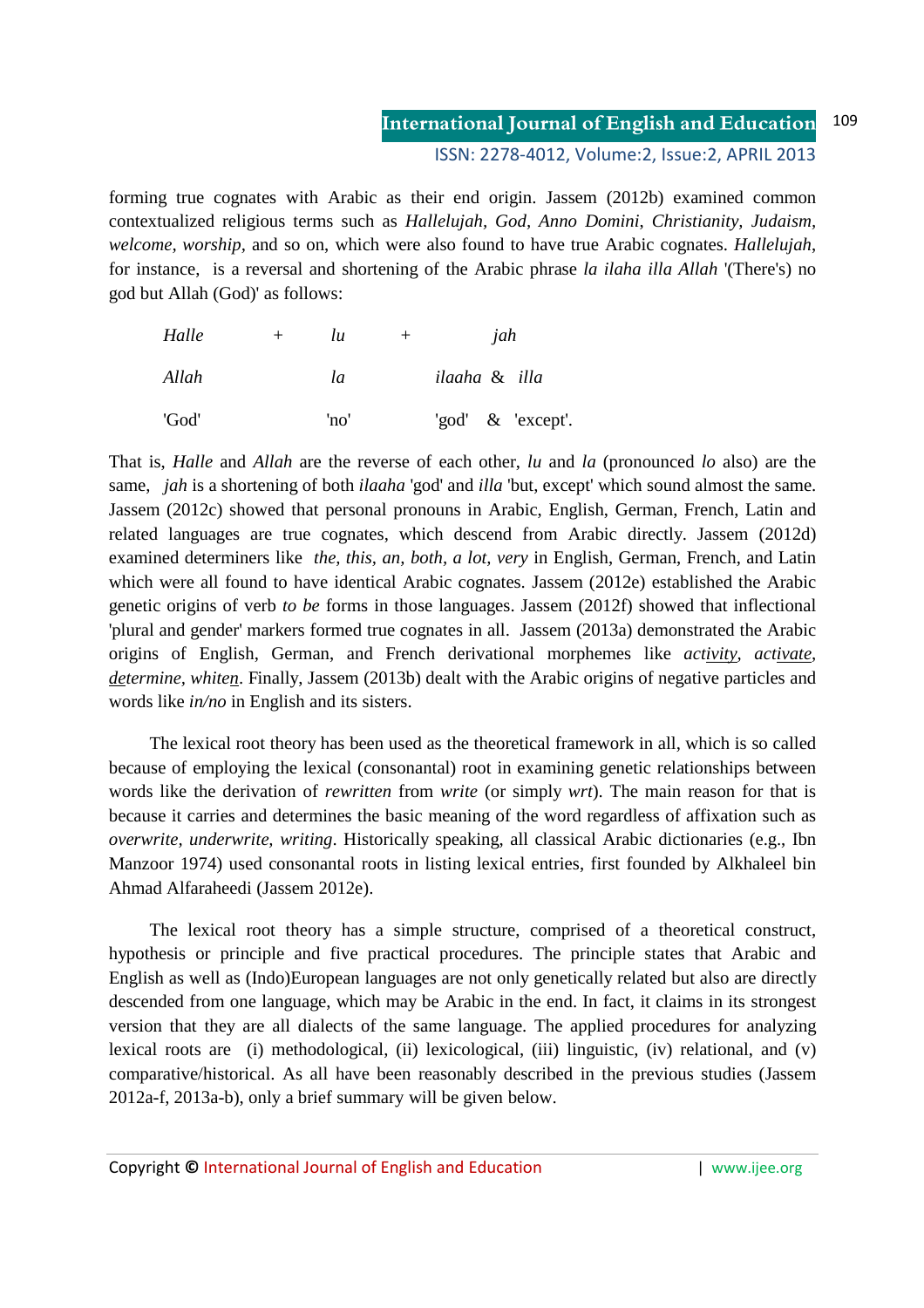forming true cognates with Arabic as their end origin. Jassem (2012b) examined common contextualized religious terms such as *Hallelujah*, *God*, *Anno Domini*, *Christianity*, *Judaism*, *welcome*, *worship*, and so on, which were also found to have true Arabic cognates. *Hallelujah*, for instance, is a reversal and shortening of the Arabic phrase *la ilaha illa Allah* '(There's) no god but Allah (God)' as follows:

| *Halle* | + | *lu* | + | *jah* |
|---|---|---|---|---|
| *Allah* | | *la* | | *ilaaha* & *illa* |
| 'God' | | 'no' | | 'god' & 'except'. |

That is, *Halle* and *Allah* are the reverse of each other, *lu* and *la* (pronounced *lo* also) are the same, *jah* is a shortening of both *ilaaha* 'god' and *illa* 'but, except' which sound almost the same. Jassem (2012c) showed that personal pronouns in Arabic, English, German, French, Latin and related languages are true cognates, which descend from Arabic directly. Jassem (2012d) examined determiners like *the, this, an, both, a lot, very* in English, German, French, and Latin which were all found to have identical Arabic cognates. Jassem (2012e) established the Arabic genetic origins of verb *to be* forms in those languages. Jassem (2012f) showed that inflectional 'plural and gender' markers formed true cognates in all. Jassem (2013a) demonstrated the Arabic origins of English, German, and French derivational morphemes like *act<u>ivity</u>, act<u>ivate</u>, <u>de</u>termine, white<u>n</u>*. Finally, Jassem (2013b) dealt with the Arabic origins of negative particles and words like *in/no* in English and its sisters.

The lexical root theory has been used as the theoretical framework in all, which is so called because of employing the lexical (consonantal) root in examining genetic relationships between words like the derivation of *rewritten* from *write* (or simply *wrt*). The main reason for that is because it carries and determines the basic meaning of the word regardless of affixation such as *overwrite, underwrite, writing*. Historically speaking, all classical Arabic dictionaries (e.g., Ibn Manzoor 1974) used consonantal roots in listing lexical entries, first founded by Alkhaleel bin Ahmad Alfaraheedi (Jassem 2012e).

The lexical root theory has a simple structure, comprised of a theoretical construct, hypothesis or principle and five practical procedures. The principle states that Arabic and English as well as (Indo)European languages are not only genetically related but also are directly descended from one language, which may be Arabic in the end. In fact, it claims in its strongest version that they are all dialects of the same language. The applied procedures for analyzing lexical roots are (i) methodological, (ii) lexicological, (iii) linguistic, (iv) relational, and (v) comparative/historical. As all have been reasonably described in the previous studies (Jassem 2012a-f, 2013a-b), only a brief summary will be given below.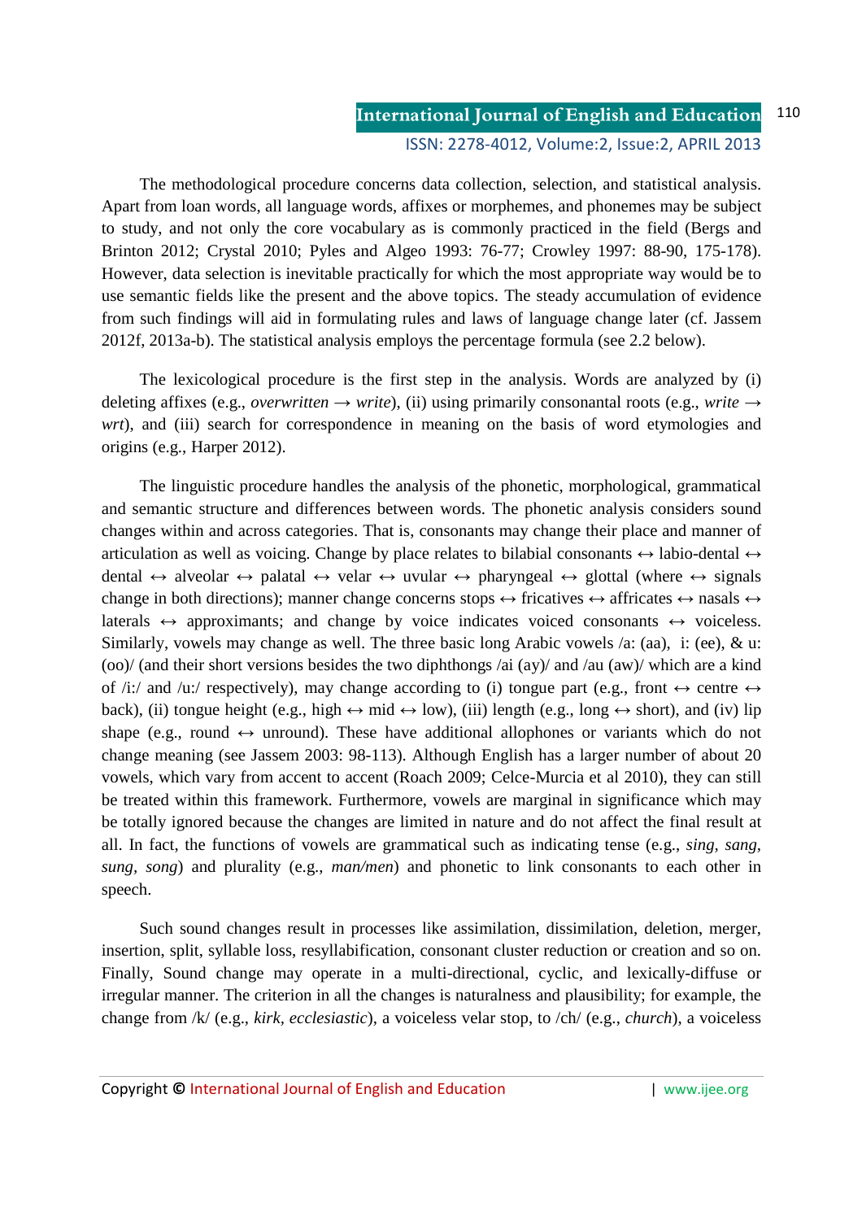The methodological procedure concerns data collection, selection, and statistical analysis. Apart from loan words, all language words, affixes or morphemes, and phonemes may be subject to study, and not only the core vocabulary as is commonly practiced in the field (Bergs and Brinton 2012; Crystal 2010; Pyles and Algeo 1993: 76-77; Crowley 1997: 88-90, 175-178). However, data selection is inevitable practically for which the most appropriate way would be to use semantic fields like the present and the above topics. The steady accumulation of evidence from such findings will aid in formulating rules and laws of language change later (cf. Jassem 2012f, 2013a-b). The statistical analysis employs the percentage formula (see 2.2 below).

The lexicological procedure is the first step in the analysis. Words are analyzed by (i) deleting affixes (e.g., *overwritten* → *write*), (ii) using primarily consonantal roots (e.g., *write* → *wrt*), and (iii) search for correspondence in meaning on the basis of word etymologies and origins (e.g., Harper 2012).

The linguistic procedure handles the analysis of the phonetic, morphological, grammatical and semantic structure and differences between words. The phonetic analysis considers sound changes within and across categories. That is, consonants may change their place and manner of articulation as well as voicing. Change by place relates to bilabial consonants ↔ labio-dental ↔ dental ↔ alveolar ↔ palatal ↔ velar ↔ uvular ↔ pharyngeal ↔ glottal (where ↔ signals change in both directions); manner change concerns stops ↔ fricatives ↔ affricates ↔ nasals ↔ laterals ↔ approximants; and change by voice indicates voiced consonants ↔ voiceless. Similarly, vowels may change as well. The three basic long Arabic vowels /a: (aa), i: (ee), & u: (oo)/ (and their short versions besides the two diphthongs /ai (ay)/ and /au (aw)/ which are a kind of /i:/ and /u:/ respectively), may change according to (i) tongue part (e.g., front ↔ centre ↔ back), (ii) tongue height (e.g., high ↔ mid ↔ low), (iii) length (e.g., long ↔ short), and (iv) lip shape (e.g., round ↔ unround). These have additional allophones or variants which do not change meaning (see Jassem 2003: 98-113). Although English has a larger number of about 20 vowels, which vary from accent to accent (Roach 2009; Celce-Murcia et al 2010), they can still be treated within this framework. Furthermore, vowels are marginal in significance which may be totally ignored because the changes are limited in nature and do not affect the final result at all. In fact, the functions of vowels are grammatical such as indicating tense (e.g., *sing, sang, sung, song*) and plurality (e.g., *man/men*) and phonetic to link consonants to each other in speech.

Such sound changes result in processes like assimilation, dissimilation, deletion, merger, insertion, split, syllable loss, resyllabification, consonant cluster reduction or creation and so on. Finally, Sound change may operate in a multi-directional, cyclic, and lexically-diffuse or irregular manner. The criterion in all the changes is naturalness and plausibility; for example, the change from /k/ (e.g., *kirk, ecclesiastic*), a voiceless velar stop, to /ch/ (e.g., *church*), a voiceless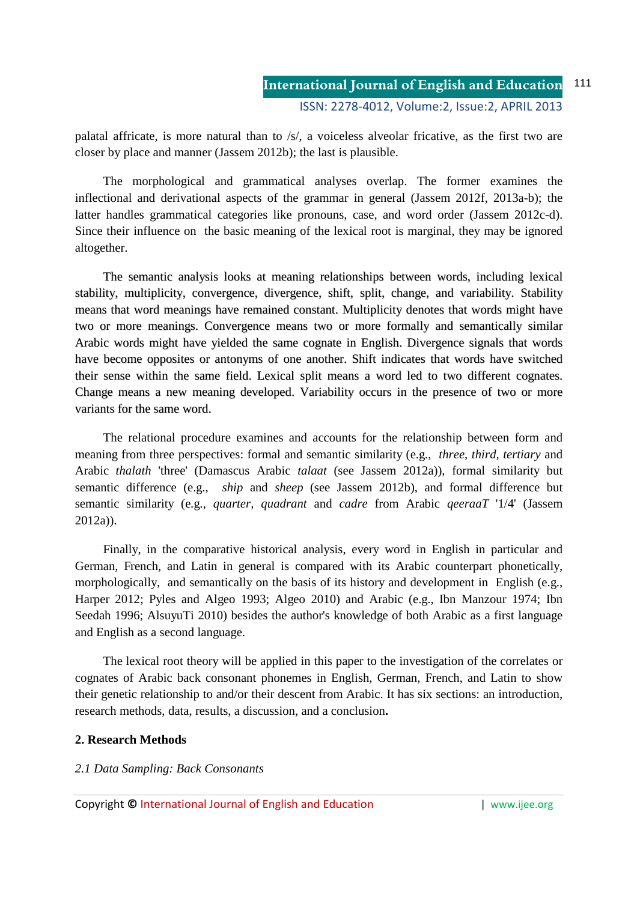palatal affricate, is more natural than to /s/, a voiceless alveolar fricative, as the first two are closer by place and manner (Jassem 2012b); the last is plausible.

The morphological and grammatical analyses overlap. The former examines the inflectional and derivational aspects of the grammar in general (Jassem 2012f, 2013a-b); the latter handles grammatical categories like pronouns, case, and word order (Jassem 2012c-d). Since their influence on the basic meaning of the lexical root is marginal, they may be ignored altogether.

The semantic analysis looks at meaning relationships between words, including lexical stability, multiplicity, convergence, divergence, shift, split, change, and variability. Stability means that word meanings have remained constant. Multiplicity denotes that words might have two or more meanings. Convergence means two or more formally and semantically similar Arabic words might have yielded the same cognate in English. Divergence signals that words have become opposites or antonyms of one another. Shift indicates that words have switched their sense within the same field. Lexical split means a word led to two different cognates. Change means a new meaning developed. Variability occurs in the presence of two or more variants for the same word.

The relational procedure examines and accounts for the relationship between form and meaning from three perspectives: formal and semantic similarity (e.g., *three, third, tertiary* and Arabic *thalath* 'three' (Damascus Arabic *talaat* (see Jassem 2012a)), formal similarity but semantic difference (e.g., *ship* and *sheep* (see Jassem 2012b), and formal difference but semantic similarity (e.g., *quarter, quadrant* and *cadre* from Arabic *qeeraaT* '1/4' (Jassem 2012a)).

Finally, in the comparative historical analysis, every word in English in particular and German, French, and Latin in general is compared with its Arabic counterpart phonetically, morphologically, and semantically on the basis of its history and development in English (e.g., Harper 2012; Pyles and Algeo 1993; Algeo 2010) and Arabic (e.g., Ibn Manzour 1974; Ibn Seedah 1996; AlsuyuTi 2010) besides the author's knowledge of both Arabic as a first language and English as a second language.

The lexical root theory will be applied in this paper to the investigation of the correlates or cognates of Arabic back consonant phonemes in English, German, French, and Latin to show their genetic relationship to and/or their descent from Arabic. It has six sections: an introduction, research methods, data, results, a discussion, and a conclusion**.**

## 2. Research Methods

### *2.1 Data Sampling: Back Consonants*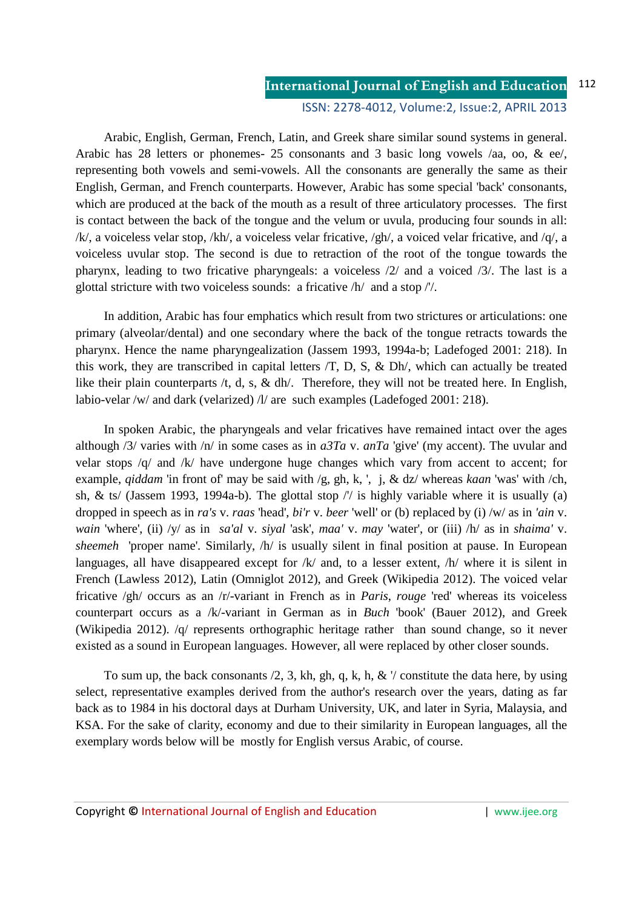Arabic, English, German, French, Latin, and Greek share similar sound systems in general. Arabic has 28 letters or phonemes- 25 consonants and 3 basic long vowels /aa, oo, & ee/, representing both vowels and semi-vowels. All the consonants are generally the same as their English, German, and French counterparts. However, Arabic has some special 'back' consonants, which are produced at the back of the mouth as a result of three articulatory processes. The first is contact between the back of the tongue and the velum or uvula, producing four sounds in all: /k/, a voiceless velar stop, /kh/, a voiceless velar fricative, /gh/, a voiced velar fricative, and /q/, a voiceless uvular stop. The second is due to retraction of the root of the tongue towards the pharynx, leading to two fricative pharyngeals: a voiceless /2/ and a voiced /3/. The last is a glottal stricture with two voiceless sounds: a fricative /h/ and a stop /'/.

In addition, Arabic has four emphatics which result from two strictures or articulations: one primary (alveolar/dental) and one secondary where the back of the tongue retracts towards the pharynx. Hence the name pharyngealization (Jassem 1993, 1994a-b; Ladefoged 2001: 218). In this work, they are transcribed in capital letters /T, D, S, & Dh/, which can actually be treated like their plain counterparts /t, d, s, & dh/. Therefore, they will not be treated here. In English, labio-velar /w/ and dark (velarized) /l/ are such examples (Ladefoged 2001: 218).

In spoken Arabic, the pharyngeals and velar fricatives have remained intact over the ages although /3/ varies with /n/ in some cases as in *a3Ta* v. *anTa* 'give' (my accent). The uvular and velar stops /q/ and /k/ have undergone huge changes which vary from accent to accent; for example, *qiddam* 'in front of' may be said with /g, gh, k, ', j, & dz/ whereas *kaan* 'was' with /ch, sh, & ts/ (Jassem 1993, 1994a-b). The glottal stop /'/ is highly variable where it is usually (a) dropped in speech as in *ra's* v. *raas* 'head', *bi'r* v. *beer* 'well' or (b) replaced by (i) /w/ as in *'ain* v. *wain* 'where', (ii) /y/ as in *sa'al* v. *siyal* 'ask', *maa'* v. *may* 'water', or (iii) /h/ as in *shaima'* v. *sheemeh* 'proper name'. Similarly, /h/ is usually silent in final position at pause. In European languages, all have disappeared except for /k/ and, to a lesser extent, /h/ where it is silent in French (Lawless 2012), Latin (Omniglot 2012), and Greek (Wikipedia 2012). The voiced velar fricative /gh/ occurs as an /r/-variant in French as in *Paris*, *rouge* 'red' whereas its voiceless counterpart occurs as a /k/-variant in German as in *Buch* 'book' (Bauer 2012), and Greek (Wikipedia 2012). /q/ represents orthographic heritage rather than sound change, so it never existed as a sound in European languages. However, all were replaced by other closer sounds.

To sum up, the back consonants /2, 3, kh, gh, q, k, h, & '/ constitute the data here, by using select, representative examples derived from the author's research over the years, dating as far back as to 1984 in his doctoral days at Durham University, UK, and later in Syria, Malaysia, and KSA. For the sake of clarity, economy and due to their similarity in European languages, all the exemplary words below will be mostly for English versus Arabic, of course.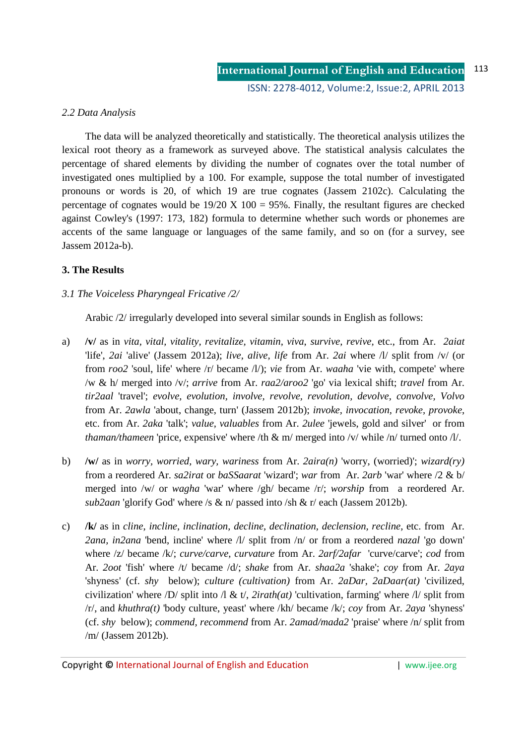### *2.2 Data Analysis*

The data will be analyzed theoretically and statistically. The theoretical analysis utilizes the lexical root theory as a framework as surveyed above. The statistical analysis calculates the percentage of shared elements by dividing the number of cognates over the total number of investigated ones multiplied by a 100. For example, suppose the total number of investigated pronouns or words is 20, of which 19 are true cognates (Jassem 2102c). Calculating the percentage of cognates would be 19/20 X 100 = 95%. Finally, the resultant figures are checked against Cowley's (1997: 173, 182) formula to determine whether such words or phonemes are accents of the same language or languages of the same family, and so on (for a survey, see Jassem 2012a-b).

## 3. The Results

### *3.1 The Voiceless Pharyngeal Fricative /2/*

Arabic /2/ irregularly developed into several similar sounds in English as follows:

a) **/v/** as in *vita, vital, vitality, revitalize, vitamin, viva, survive, revive*, etc., from Ar. *2aiat* 'life', *2ai* 'alive' (Jassem 2012a); *live, alive, life* from Ar. *2ai* where /l/ split from /v/ (or from *roo2* 'soul, life' where /r/ became /l/); *vie* from Ar. *waaha* 'vie with, compete' where /w & h/ merged into /v/; *arrive* from Ar. *raa2/aroo2* 'go' via lexical shift; *travel* from Ar. *tir2aal* 'travel'; *evolve, evolution, involve, revolve, revolution, devolve, convolve, Volvo* from Ar. *2awla* 'about, change, turn' (Jassem 2012b); *invoke, invocation, revoke, provoke*, etc. from Ar. *2aka* 'talk'; *value, valuables* from Ar. *2ulee* 'jewels, gold and silver' or from *thaman/thameen* 'price, expensive' where /th & m/ merged into /v/ while /n/ turned onto /l/.

b) **/w/** as in *worry, worried, wary, wariness* from Ar. *2aira(n)* 'worry, (worried)'; *wizard(ry)* from a reordered Ar. *sa2irat* or *baSSaarat* 'wizard'; *war* from Ar. *2arb* 'war' where /2 & b/ merged into /w/ or *wagha* 'war' where /gh/ became /r/; *worship* from a reordered Ar. *sub2aan* 'glorify God' where /s & n/ passed into /sh & r/ each (Jassem 2012b).

c) **/k/** as in *cline, incline, inclination, decline, declination, declension, recline*, etc. from Ar. *2ana, in2ana* 'bend, incline' where /l/ split from /n/ or from a reordered *nazal* 'go down' where /z/ became /k/; *curve/carve, curvature* from Ar. *2arf/2afar* 'curve/carve'; *cod* from Ar. *2oot* 'fish' where /t/ became /d/; *shake* from Ar. *shaa2a* 'shake'; *coy* from Ar. *2aya* 'shyness' (cf. *shy* below); *culture (cultivation)* from Ar. *2aDar, 2aDaar(at)* 'civilized, civilization' where /D/ split into /l & t/, *2irath(at)* 'cultivation, farming' where /l/ split from /r/, and *khuthra(t)* 'body culture, yeast' where /kh/ became /k/; *coy* from Ar. *2aya* 'shyness' (cf. *shy* below); *commend, recommend* from Ar. *2amad/mada2* 'praise' where /n/ split from /m/ (Jassem 2012b).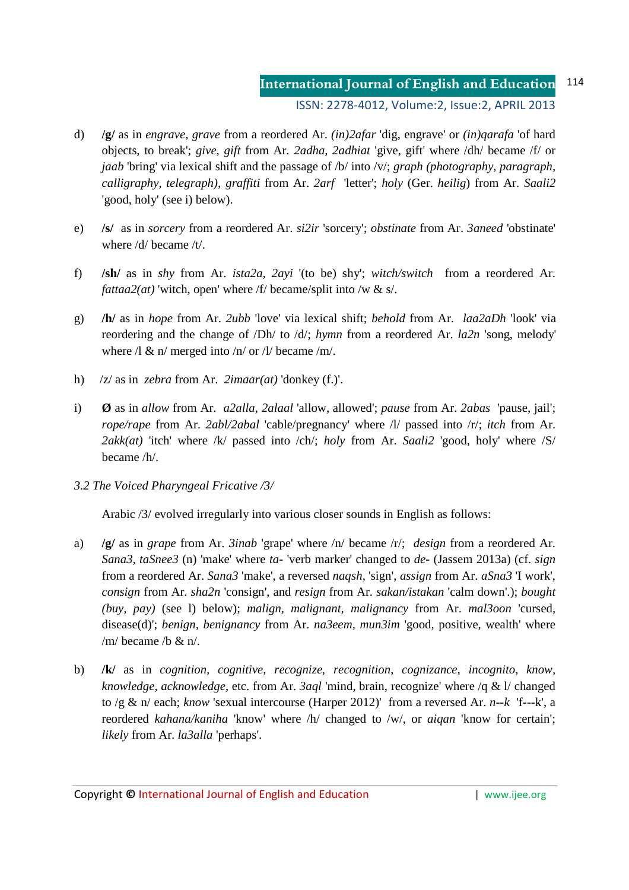d) **/g/** as in *engrave, grave* from a reordered Ar. *(in)2afar* 'dig, engrave' or *(in)qarafa* 'of hard objects, to break'; *give, gift* from Ar. *2adha, 2adhiat* 'give, gift' where /dh/ became /f/ or *jaab* 'bring' via lexical shift and the passage of /b/ into /v/; *graph (photography, paragraph, calligraphy, telegraph), graffiti* from Ar. *2arf* 'letter'; *holy* (Ger. *heilig*) from Ar. *Saali2* 'good, holy' (see i) below).

e) **/s/** as in *sorcery* from a reordered Ar. *si2ir* 'sorcery'; *obstinate* from Ar. *3aneed* 'obstinate' where /d/ became /t/.

f) **/sh/** as in *shy* from Ar. *ista2a, 2ayi* '(to be) shy'; *witch/switch* from a reordered Ar. *fattaa2(at)* 'witch, open' where /f/ became/split into /w & s/.

g) **/h/** as in *hope* from Ar. *2ubb* 'love' via lexical shift; *behold* from Ar. *laa2aDh* 'look' via reordering and the change of /Dh/ to /d/; *hymn* from a reordered Ar. *la2n* 'song, melody' where /l & n/ merged into /n/ or /l/ became /m/.

h) /z/ as in *zebra* from Ar. *2imaar(at)* 'donkey (f.)'.

i) **Ø** as in *allow* from Ar. *a2alla, 2alaal* 'allow, allowed'; *pause* from Ar. *2abas* 'pause, jail'; *rope/rape* from Ar. *2abl/2abal* 'cable/pregnancy' where /l/ passed into /r/; *itch* from Ar. *2akk(at)* 'itch' where /k/ passed into /ch/; *holy* from Ar. *Saali2* 'good, holy' where /S/ became /h/.

### *3.2 The Voiced Pharyngeal Fricative /3/*

Arabic /3/ evolved irregularly into various closer sounds in English as follows:

a) **/g/** as in *grape* from Ar. *3inab* 'grape' where /n/ became /r/; *design* from a reordered Ar. *Sana3, taSnee3* (n) 'make' where *ta-* 'verb marker' changed to *de-* (Jassem 2013a) (cf. *sign* from a reordered Ar. *Sana3* 'make', a reversed *naqsh*, 'sign', *assign* from Ar. *aSna3* 'I work', *consign* from Ar. *sha2n* 'consign', and *resign* from Ar. *sakan/istakan* 'calm down'.); *bought (buy, pay)* (see l) below); *malign, malignant, malignancy* from Ar. *mal3oon* 'cursed, disease(d)'; *benign, benignancy* from Ar. *na3eem, mun3im* 'good, positive, wealth' where /m/ became /b & n/.

b) **/k/** as in *cognition, cognitive, recognize, recognition, cognizance, incognito, know, knowledge, acknowledge*, etc. from Ar. *3aql* 'mind, brain, recognize' where /q & l/ changed to /g & n/ each; *know* 'sexual intercourse (Harper 2012)' from a reversed Ar. *n--k* 'f---k', a reordered *kahana/kaniha* 'know' where /h/ changed to /w/, or *aiqan* 'know for certain'; *likely* from Ar. *la3alla* 'perhaps'.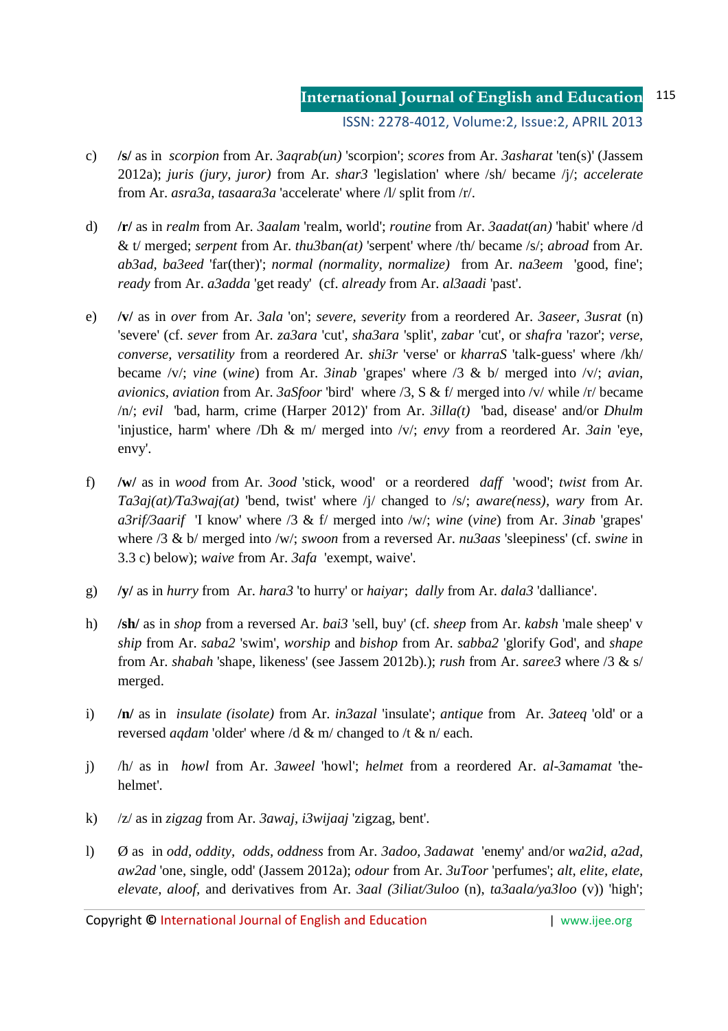c) **/s/** as in *scorpion* from Ar. *3aqrab(un)* 'scorpion'; *scores* from Ar. *3asharat* 'ten(s)' (Jassem 2012a); *juris (jury, juror)* from Ar. *shar3* 'legislation' where /sh/ became /j/; *accelerate* from Ar. *asra3a, tasaara3a* 'accelerate' where /l/ split from /r/.

d) **/r/** as in *realm* from Ar. *3aalam* 'realm, world'; *routine* from Ar. *3aadat(an)* 'habit' where /d & t/ merged; *serpent* from Ar. *thu3ban(at)* 'serpent' where /th/ became /s/; *abroad* from Ar. *ab3ad, ba3eed* 'far(ther)'; *normal (normality, normalize)* from Ar. *na3eem* 'good, fine'; *ready* from Ar. *a3adda* 'get ready' (cf. *already* from Ar. *al3aadi* 'past'.

e) **/v/** as in *over* from Ar. *3ala* 'on'; *severe, severity* from a reordered Ar. *3aseer, 3usrat* (n) 'severe' (cf. *sever* from Ar. *za3ara* 'cut', *sha3ara* 'split', *zabar* 'cut', or *shafra* 'razor'; *verse, converse, versatility* from a reordered Ar. *shi3r* 'verse' or *kharraS* 'talk-guess' where /kh/ became /v/; *vine* (*wine*) from Ar. *3inab* 'grapes' where /3 & b/ merged into /v/; *avian, avionics, aviation* from Ar. *3aSfoor* 'bird' where /3, S & f/ merged into /v/ while /r/ became /n/; *evil* 'bad, harm, crime (Harper 2012)' from Ar. *3illa(t)* 'bad, disease' and/or *Dhulm* 'injustice, harm' where /Dh & m/ merged into /v/; *envy* from a reordered Ar. *3ain* 'eye, envy'.

f) **/w/** as in *wood* from Ar. *3ood* 'stick, wood' or a reordered *daff* 'wood'; *twist* from Ar. *Ta3aj(at)/Ta3waj(at)* 'bend, twist' where /j/ changed to /s/; *aware(ness), wary* from Ar. *a3rif/3aarif* 'I know' where /3 & f/ merged into /w/; *wine* (*vine*) from Ar. *3inab* 'grapes' where /3 & b/ merged into /w/; *swoon* from a reversed Ar. *nu3aas* 'sleepiness' (cf. *swine* in 3.3 c) below); *waive* from Ar. *3afa* 'exempt, waive'.

g) **/y/** as in *hurry* from Ar. *hara3* 'to hurry' or *haiyar*; *dally* from Ar. *dala3* 'dalliance'.

h) **/sh/** as in *shop* from a reversed Ar. *bai3* 'sell, buy' (cf. *sheep* from Ar. *kabsh* 'male sheep' v *ship* from Ar. *saba2* 'swim', *worship* and *bishop* from Ar. *sabba2* 'glorify God', and *shape* from Ar. *shabah* 'shape, likeness' (see Jassem 2012b).); *rush* from Ar. *saree3* where /3 & s/ merged.

i) **/n/** as in *insulate (isolate)* from Ar. *in3azal* 'insulate'; *antique* from Ar. *3ateeq* 'old' or a reversed *aqdam* 'older' where /d & m/ changed to /t & n/ each.

j) /h/ as in *howl* from Ar. *3aweel* 'howl'; *helmet* from a reordered Ar. *al-3amamat* 'the-helmet'.

k) /z/ as in *zigzag* from Ar. *3awaj, i3wijaaj* 'zigzag, bent'.

l) Ø as in *odd, oddity, odds, oddness* from Ar. *3adoo, 3adawat* 'enemy' and/or *wa2id, a2ad, aw2ad* 'one, single, odd' (Jassem 2012a); *odour* from Ar. *3uToor* 'perfumes'; *alt, elite, elate, elevate, aloof,* and derivatives from Ar. *3aal (3iliat/3uloo* (n), *ta3aala/ya3loo* (v)) 'high';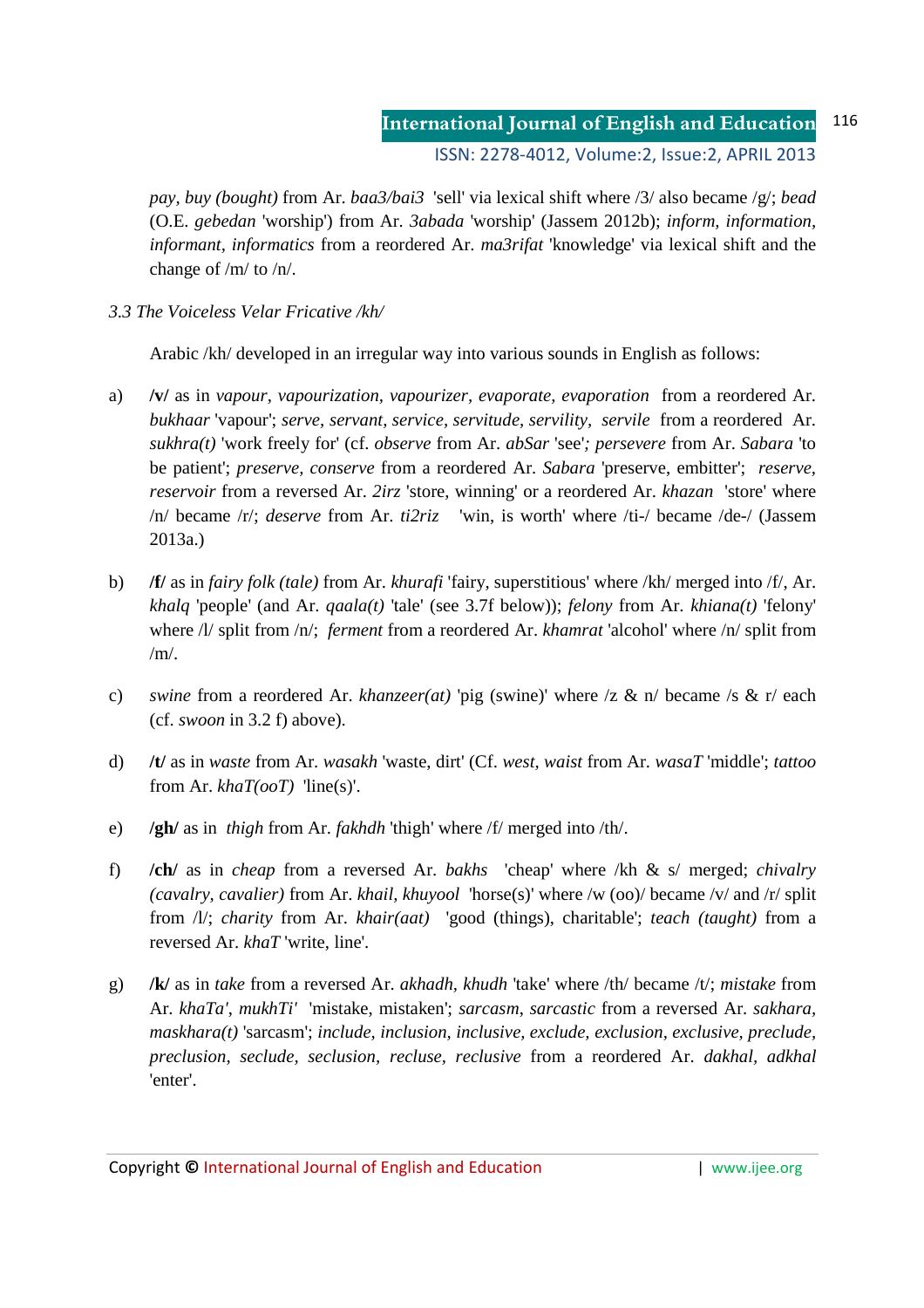*pay, buy (bought)* from Ar. *baa3/bai3* 'sell' via lexical shift where /3/ also became /g/; *bead* (O.E. *gebedan* 'worship') from Ar. *3abada* 'worship' (Jassem 2012b); *inform, information, informant, informatics* from a reordered Ar. *ma3rifat* 'knowledge' via lexical shift and the change of /m/ to /n/.

*3.3 The Voiceless Velar Fricative /kh/*

Arabic /kh/ developed in an irregular way into various sounds in English as follows:

a) **/v/** as in *vapour, vapourization, vapourizer, evaporate, evaporation* from a reordered Ar. *bukhaar* 'vapour'; *serve, servant, service, servitude, servility, servile* from a reordered Ar. *sukhra(t)* 'work freely for' (cf. *observe* from Ar. *abSar* 'see'*; persevere* from Ar. *Sabara* 'to be patient'; *preserve, conserve* from a reordered Ar. *Sabara* 'preserve, embitter'; *reserve, reservoir* from a reversed Ar. *2irz* 'store, winning' or a reordered Ar. *khazan* 'store' where /n/ became /r/; *deserve* from Ar. *ti2riz* 'win, is worth' where /ti-/ became /de-/ (Jassem 2013a.)

b) **/f/** as in *fairy folk (tale)* from Ar. *khurafi* 'fairy, superstitious' where /kh/ merged into /f/, Ar. *khalq* 'people' (and Ar. *qaala(t)* 'tale' (see 3.7f below)); *felony* from Ar. *khiana(t)* 'felony' where /l/ split from /n/; *ferment* from a reordered Ar. *khamrat* 'alcohol' where /n/ split from /m/.

c) *swine* from a reordered Ar. *khanzeer(at)* 'pig (swine)' where /z & n/ became /s & r/ each (cf. *swoon* in 3.2 f) above).

d) **/t/** as in *waste* from Ar. *wasakh* 'waste, dirt' (Cf. *west, waist* from Ar. *wasaT* 'middle'; *tattoo* from Ar. *khaT(ooT)* 'line(s)'.

e) **/gh/** as in *thigh* from Ar. *fakhdh* 'thigh' where /f/ merged into /th/.

f) **/ch/** as in *cheap* from a reversed Ar. *bakhs* 'cheap' where /kh & s/ merged; *chivalry (cavalry, cavalier)* from Ar. *khail, khuyool* 'horse(s)' where /w (oo)/ became /v/ and /r/ split from /l/; *charity* from Ar. *khair(aat)* 'good (things), charitable'; *teach (taught)* from a reversed Ar. *khaT* 'write, line'.

g) **/k/** as in *take* from a reversed Ar. *akhadh, khudh* 'take' where /th/ became /t/; *mistake* from Ar. *khaTa', mukhTi'* 'mistake, mistaken'; *sarcasm, sarcastic* from a reversed Ar. *sakhara, maskhara(t)* 'sarcasm'; *include, inclusion, inclusive, exclude, exclusion, exclusive, preclude, preclusion, seclude, seclusion, recluse, reclusive* from a reordered Ar. *dakhal, adkhal* 'enter'.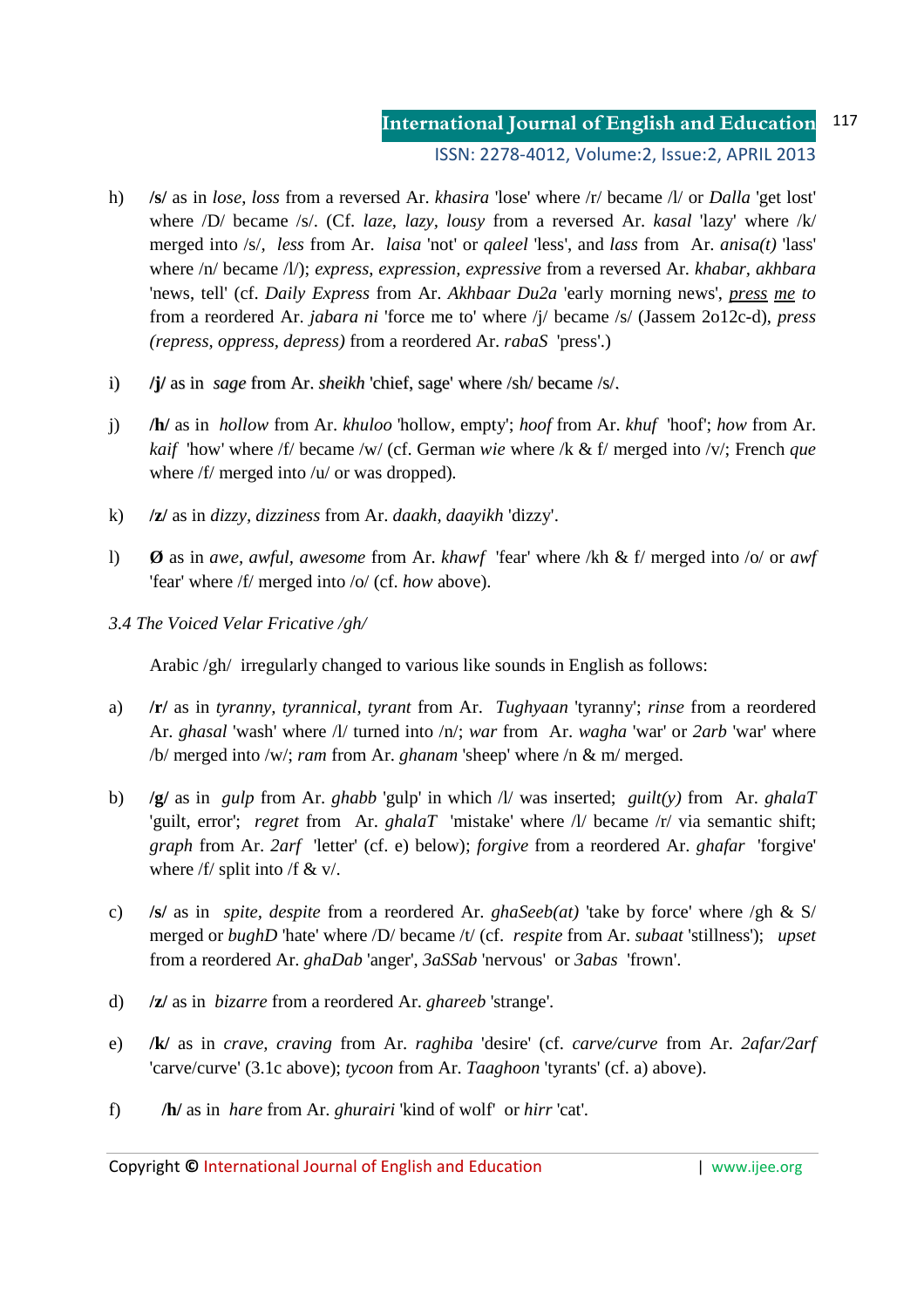h) **/s/** as in *lose*, *loss* from a reversed Ar. *khasira* 'lose' where /r/ became /l/ or *Dalla* 'get lost' where /D/ became /s/. (Cf. *laze*, *lazy*, *lousy* from a reversed Ar. *kasal* 'lazy' where /k/ merged into /s/, *less* from Ar. *laisa* 'not' or *qaleel* 'less', and *lass* from Ar. *anisa(t)* 'lass' where /n/ became /l/); *express*, *expression*, *expressive* from a reversed Ar. *khabar*, *akhbara* 'news, tell' (cf. *Daily Express* from Ar. *Akhbaar Du2a* 'early morning news', *press me to* from a reordered Ar. *jabara ni* 'force me to' where /j/ became /s/ (Jassem 2o12c-d), *press (repress, oppress, depress)* from a reordered Ar. *rabaS* 'press'.)

i) **/j/** as in *sage* from Ar. *sheikh* 'chief, sage' where /sh/ became /s/.

j) **/h/** as in *hollow* from Ar. *khuloo* 'hollow, empty'; *hoof* from Ar. *khuf* 'hoof'; *how* from Ar. *kaif* 'how' where /f/ became /w/ (cf. German *wie* where /k & f/ merged into /v/; French *que* where /f/ merged into /u/ or was dropped).

k) **/z/** as in *dizzy*, *dizziness* from Ar. *daakh*, *daayikh* 'dizzy'.

l) **Ø** as in *awe*, *awful*, *awesome* from Ar. *khawf* 'fear' where /kh & f/ merged into /o/ or *awf* 'fear' where /f/ merged into /o/ (cf. *how* above).

*3.4 The Voiced Velar Fricative /gh/*

Arabic /gh/ irregularly changed to various like sounds in English as follows:

a) **/r/** as in *tyranny*, *tyrannical*, *tyrant* from Ar. *Tughyaan* 'tyranny'; *rinse* from a reordered Ar. *ghasal* 'wash' where /l/ turned into /n/; *war* from Ar. *wagha* 'war' or *2arb* 'war' where /b/ merged into /w/; *ram* from Ar. *ghanam* 'sheep' where /n & m/ merged.

b) **/g/** as in *gulp* from Ar. *ghabb* 'gulp' in which /l/ was inserted; *guilt(y)* from Ar. *ghalaT* 'guilt, error'; *regret* from Ar. *ghalaT* 'mistake' where /l/ became /r/ via semantic shift; *graph* from Ar. *2arf* 'letter' (cf. e) below); *forgive* from a reordered Ar. *ghafar* 'forgive' where /f/ split into /f & v/.

c) **/s/** as in *spite*, *despite* from a reordered Ar. *ghaSeeb(at)* 'take by force' where /gh & S/ merged or *bughD* 'hate' where /D/ became /t/ (cf. *respite* from Ar. *subaat* 'stillness'); *upset* from a reordered Ar. *ghaDab* 'anger', *3aSSab* 'nervous' or *3abas* 'frown'.

d) **/z/** as in *bizarre* from a reordered Ar. *ghareeb* 'strange'.

e) **/k/** as in *crave*, *craving* from Ar. *raghiba* 'desire' (cf. *carve/curve* from Ar. *2afar/2arf* 'carve/curve' (3.1c above); *tycoon* from Ar. *Taaghoon* 'tyrants' (cf. a) above).

f) **/h/** as in *hare* from Ar. *ghurairi* 'kind of wolf' or *hirr* 'cat'.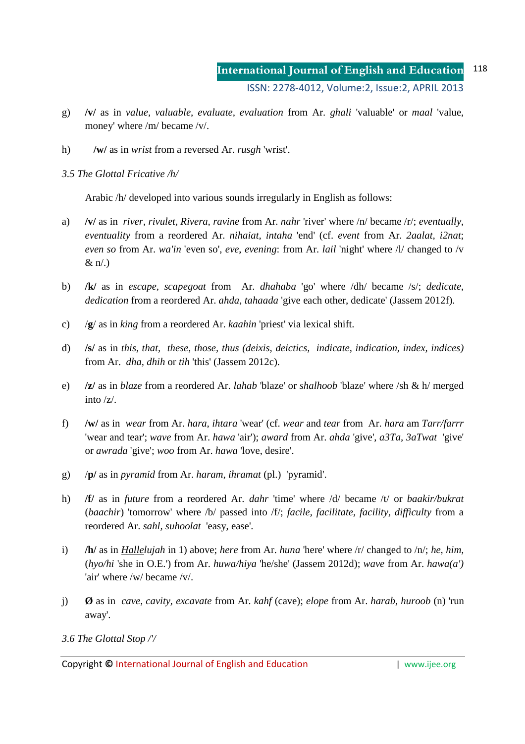g) **/v/** as in *value, valuable, evaluate, evaluation* from Ar. *ghali* 'valuable' or *maal* 'value, money' where /m/ became /v/.

h) **/w/** as in *wrist* from a reversed Ar. *rusgh* 'wrist'.

### *3.5 The Glottal Fricative /h/*

Arabic /h/ developed into various sounds irregularly in English as follows:

a) **/v/** as in *river, rivulet, Rivera, ravine* from Ar. *nahr* 'river' where /n/ became /r/; *eventually, eventuality* from a reordered Ar. *nihaiat, intaha* 'end' (cf. *event* from Ar. *2aalat, i2nat*; *even so* from Ar. *wa'in* 'even so', *eve, evening*: from Ar. *lail* 'night' where /l/ changed to /v & n/.)

b) **/k/** as in *escape, scapegoat* from Ar. *dhahaba* 'go' where /dh/ became /s/; *dedicate, dedication* from a reordered Ar. *ahda, tahaada* 'give each other, dedicate' (Jassem 2012f).

c) /**g**/ as in *king* from a reordered Ar. *kaahin* 'priest' via lexical shift.

d) **/s/** as in *this, that, these, those, thus (deixis, deictics, indicate, indication, index, indices)* from Ar. *dha, dhih* or *tih* 'this' (Jassem 2012c).

e) **/z/** as in *blaze* from a reordered Ar. *lahab* 'blaze' or *shalhoob* 'blaze' where /sh & h/ merged into /z/.

f) **/w/** as in *wear* from Ar. *hara, ihtara* 'wear' (cf. *wear* and *tear* from Ar. *hara* am *Tarr/farrr* 'wear and tear'; *wave* from Ar. *hawa* 'air'); *award* from Ar. *ahda* 'give', *a3Ta, 3aTwat* 'give' or *awrada* 'give'; *woo* from Ar. *hawa* 'love, desire'.

g) /**p/** as in *pyramid* from Ar. *haram, ihramat* (pl.) 'pyramid'.

h) **/f/** as in *future* from a reordered Ar. *dahr* 'time' where /d/ became /t/ or *baakir/bukrat* (*baachir*) 'tomorrow' where /b/ passed into /f/; *facile, facilitate, facility, difficulty* from a reordered Ar. *sahl, suhoolat* 'easy, ease'.

i) **/h/** as in *<u>Halle</u>lujah* in 1) above; *here* from Ar. *huna* 'here' where /r/ changed to /n/; *he, him*, (*hyo/hi* 'she in O.E.') from Ar. *huwa/hiya* 'he/she' (Jassem 2012d); *wave* from Ar. *hawa(a')* 'air' where /w/ became /v/.

j) **Ø** as in *cave, cavity, excavate* from Ar. *kahf* (cave); *elope* from Ar. *harab, huroob* (n) 'run away'.

### *3.6 The Glottal Stop /'/*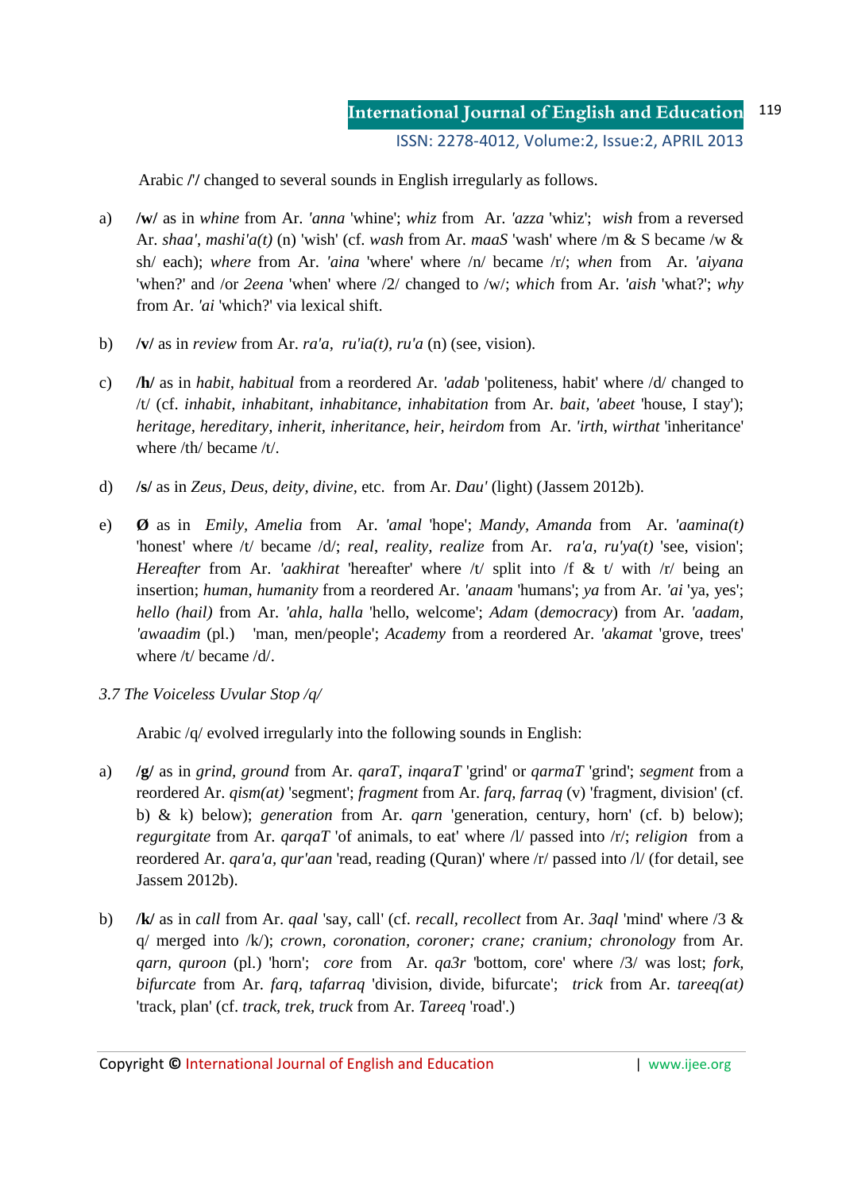Arabic **/'/** changed to several sounds in English irregularly as follows.

a) **/w/** as in *whine* from Ar. *'anna* 'whine'; *whiz* from Ar. *'azza* 'whiz'; *wish* from a reversed Ar. *shaa'*, *mashi'a(t)* (n) 'wish' (cf. *wash* from Ar. *maaS* 'wash' where /m & S became /w & sh/ each); *where* from Ar. *'aina* 'where' where /n/ became /r/; *when* from Ar. *'aiyana* 'when?' and /or *2eena* 'when' where /2/ changed to /w/; *which* from Ar. *'aish* 'what?'; *why* from Ar. *'ai* 'which?' via lexical shift.

b) **/v/** as in *review* from Ar. *ra'a*, *ru'ia(t)*, *ru'a* (n) (see, vision).

c) **/h/** as in *habit*, *habitual* from a reordered Ar. *'adab* 'politeness, habit' where /d/ changed to /t/ (cf. *inhabit*, *inhabitant*, *inhabitance*, *inhabitation* from Ar. *bait*, *'abeet* 'house, I stay'); *heritage*, *hereditary*, *inherit*, *inheritance*, *heir*, *heirdom* from Ar. *'irth*, *wirthat* 'inheritance' where /th/ became /t/.

d) **/s/** as in *Zeus*, *Deus*, *deity*, *divine*, etc. from Ar. *Dau'* (light) (Jassem 2012b).

e) **Ø** as in *Emily*, *Amelia* from Ar. *'amal* 'hope'; *Mandy*, *Amanda* from Ar. *'aamina(t)* 'honest' where /t/ became /d/; *real*, *reality*, *realize* from Ar. *ra'a*, *ru'ya(t)* 'see, vision'; *Hereafter* from Ar. *'aakhirat* 'hereafter' where /t/ split into /f & t/ with /r/ being an insertion; *human*, *humanity* from a reordered Ar. *'anaam* 'humans'; *ya* from Ar. *'ai* 'ya, yes'; *hello (hail)* from Ar. *'ahla*, *halla* 'hello, welcome'; *Adam* (*democracy*) from Ar. *'aadam*, *'awaadim* (pl.) 'man, men/people'; *Academy* from a reordered Ar. *'akamat* 'grove, trees' where /t/ became /d/.

*3.7 The Voiceless Uvular Stop /q/*

Arabic /q/ evolved irregularly into the following sounds in English:

a) **/g/** as in *grind*, *ground* from Ar. *qaraT*, *inqaraT* 'grind' or *qarmaT* 'grind'; *segment* from a reordered Ar. *qism(at)* 'segment'; *fragment* from Ar. *farq*, *farraq* (v) 'fragment, division' (cf. b) & k) below); *generation* from Ar. *qarn* 'generation, century, horn' (cf. b) below); *regurgitate* from Ar. *qarqaT* 'of animals, to eat' where /l/ passed into /r/; *religion* from a reordered Ar. *qara'a*, *qur'aan* 'read, reading (Quran)' where /r/ passed into /l/ (for detail, see Jassem 2012b).

b) **/k/** as in *call* from Ar. *qaal* 'say, call' (cf. *recall*, *recollect* from Ar. *3aql* 'mind' where /3 & q/ merged into /k/); *crown*, *coronation*, *coroner*; *crane*; *cranium*; *chronology* from Ar. *qarn*, *quroon* (pl.) 'horn'; *core* from Ar. *qa3r* 'bottom, core' where /3/ was lost; *fork*, *bifurcate* from Ar. *farq*, *tafarraq* 'division, divide, bifurcate'; *trick* from Ar. *tareeq(at)* 'track, plan' (cf. *track*, *trek*, *truck* from Ar. *Tareeq* 'road'.)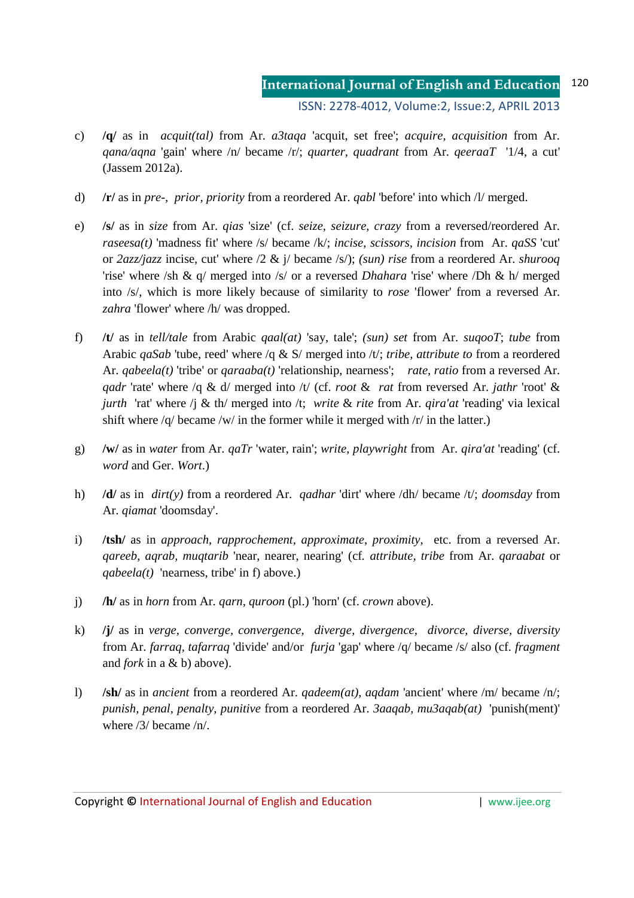c) **/q/** as in *acquit(tal)* from Ar. *a3taqa* 'acquit, set free'; *acquire, acquisition* from Ar. *qana/aqna* 'gain' where /n/ became /r/; *quarter, quadrant* from Ar. *qeeraaT* '1/4, a cut' (Jassem 2012a).

d) **/r/** as in *pre-, prior, priority* from a reordered Ar. *qabl* 'before' into which /l/ merged.

e) **/s/** as in *size* from Ar. *qias* 'size' (cf. *seize, seizure, crazy* from a reversed/reordered Ar. *raseesa(t)* 'madness fit' where /s/ became /k/; *incise, scissors, incision* from Ar. *qaSS* 'cut' or *2azz/jazz* incise, cut' where /2 & j/ became /s/); *(sun) rise* from a reordered Ar. *shurooq* 'rise' where /sh & q/ merged into /s/ or a reversed *Dhahara* 'rise' where /Dh & h/ merged into /s/, which is more likely because of similarity to *rose* 'flower' from a reversed Ar. *zahra* 'flower' where /h/ was dropped.

f) **/t/** as in *tell/tale* from Arabic *qaal(at)* 'say, tale'; *(sun) set* from Ar. *suqooT*; *tube* from Arabic *qaSab* 'tube, reed' where /q & S/ merged into /t/; *tribe, attribute to* from a reordered Ar. *qabeela(t)* 'tribe' or *qaraaba(t)* 'relationship, nearness'; *rate, ratio* from a reversed Ar. *qadr* 'rate' where /q & d/ merged into /t/ (cf. *root* & *rat* from reversed Ar. *jathr* 'root' & *jurth* 'rat' where /j & th/ merged into /t; *write* & *rite* from Ar. *qira'at* 'reading' via lexical shift where /q/ became /w/ in the former while it merged with /r/ in the latter.)

g) **/w/** as in *water* from Ar. *qaTr* 'water, rain'; *write, playwright* from Ar. *qira'at* 'reading' (cf. *word* and Ger. *Wort*.)

h) **/d/** as in *dirt(y)* from a reordered Ar. *qadhar* 'dirt' where /dh/ became /t/; *doomsday* from Ar. *qiamat* 'doomsday'.

i) **/tsh/** as in *approach, rapprochement, approximate, proximity*, etc. from a reversed Ar. *qareeb, aqrab, muqtarib* 'near, nearer, nearing' (cf. *attribute, tribe* from Ar. *qaraabat* or *qabeela(t)* 'nearness, tribe' in f) above.)

j) **/h/** as in *horn* from Ar. *qarn, quroon* (pl.) 'horn' (cf. *crown* above).

k) **/j/** as in *verge, converge, convergence, diverge, divergence, divorce, diverse, diversity* from Ar. *farraq, tafarraq* 'divide' and/or *furja* 'gap' where /q/ became /s/ also (cf. *fragment* and *fork* in a & b) above).

l) **/sh/** as in *ancient* from a reordered Ar. *qadeem(at), aqdam* 'ancient' where /m/ became /n/; *punish, penal, penalty, punitive* from a reordered Ar. *3aaqab, mu3aqab(at)* 'punish(ment)' where /3/ became /n/.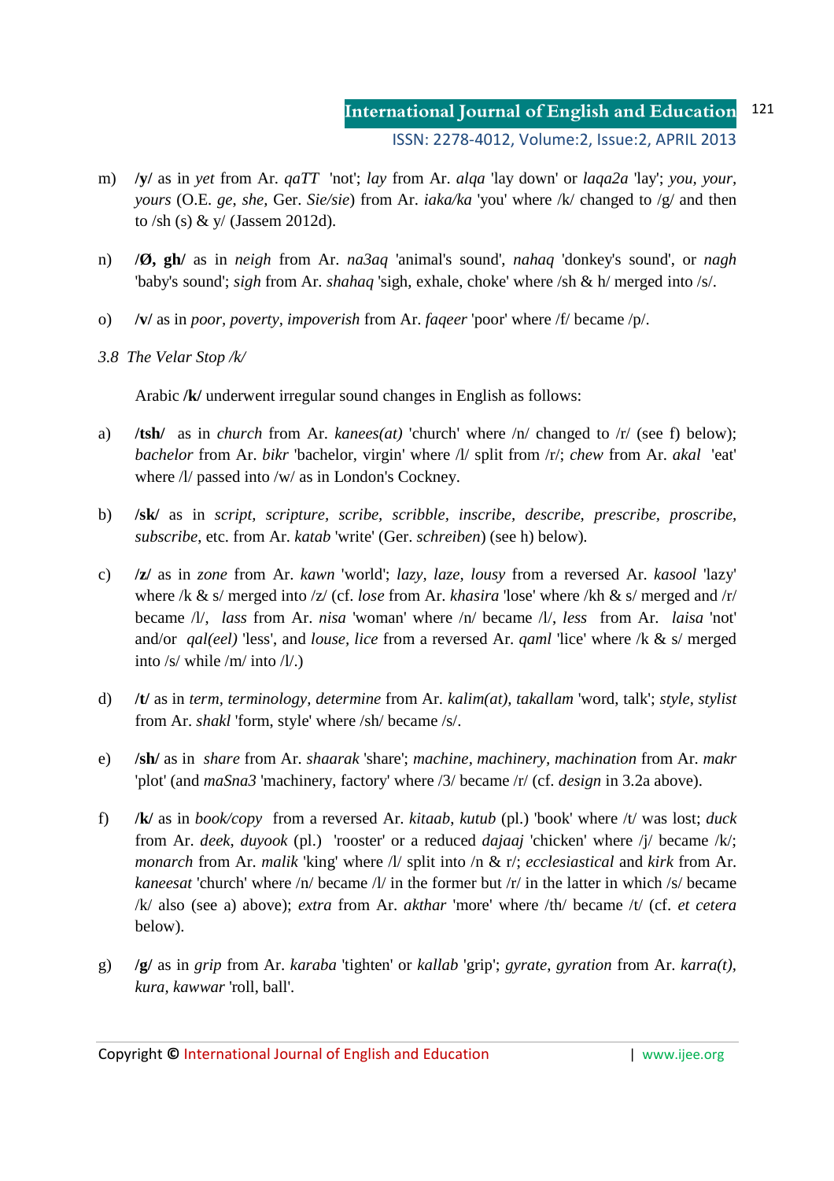m) **/y/** as in *yet* from Ar. *qaTT* 'not'; *lay* from Ar. *alqa* 'lay down' or *laqa2a* 'lay'; *you, your, yours* (O.E. *ge*, *she*, Ger. *Sie/sie*) from Ar. *iaka/ka* 'you' where /k/ changed to /g/ and then to /sh (s) & y/ (Jassem 2012d).

n) **/Ø, gh/** as in *neigh* from Ar. *na3aq* 'animal's sound', *nahaq* 'donkey's sound', or *nagh* 'baby's sound'; *sigh* from Ar. *shahaq* 'sigh, exhale, choke' where /sh & h/ merged into /s/.

o) **/v/** as in *poor, poverty, impoverish* from Ar. *faqeer* 'poor' where /f/ became /p/.

*3.8 The Velar Stop /k/*

Arabic **/k/** underwent irregular sound changes in English as follows:

a) **/tsh/** as in *church* from Ar. *kanees(at)* 'church' where /n/ changed to /r/ (see f) below); *bachelor* from Ar. *bikr* 'bachelor, virgin' where /l/ split from /r/; *chew* from Ar. *akal* 'eat' where /l/ passed into /w/ as in London's Cockney.

b) **/sk/** as in *script, scripture, scribe, scribble, inscribe, describe, prescribe, proscribe, subscribe*, etc. from Ar. *katab* 'write' (Ger. *schreiben*) (see h) below).

c) **/z/** as in *zone* from Ar. *kawn* 'world'; *lazy, laze, lousy* from a reversed Ar. *kasool* 'lazy' where /k & s/ merged into /z/ (cf. *lose* from Ar. *khasira* 'lose' where /kh & s/ merged and /r/ became /l/, *lass* from Ar. *nisa* 'woman' where /n/ became /l/, *less* from Ar. *laisa* 'not' and/or *qal(eel)* 'less', and *louse, lice* from a reversed Ar. *qaml* 'lice' where /k & s/ merged into /s/ while /m/ into /l/.)

d) **/t/** as in *term, terminology, determine* from Ar. *kalim(at), takallam* 'word, talk'; *style, stylist* from Ar. *shakl* 'form, style' where /sh/ became /s/.

e) **/sh/** as in *share* from Ar. *shaarak* 'share'; *machine, machinery, machination* from Ar. *makr* 'plot' (and *maSna3* 'machinery, factory' where /3/ became /r/ (cf. *design* in 3.2a above).

f) **/k/** as in *book/copy* from a reversed Ar. *kitaab, kutub* (pl.) 'book' where /t/ was lost; *duck* from Ar. *deek, duyook* (pl.) 'rooster' or a reduced *dajaaj* 'chicken' where /j/ became /k/; *monarch* from Ar. *malik* 'king' where /l/ split into /n & r/; *ecclesiastical* and *kirk* from Ar. *kaneesat* 'church' where /n/ became /l/ in the former but /r/ in the latter in which /s/ became /k/ also (see a) above); *extra* from Ar. *akthar* 'more' where /th/ became /t/ (cf. *et cetera* below).

g) **/g/** as in *grip* from Ar. *karaba* 'tighten' or *kallab* 'grip'; *gyrate, gyration* from Ar. *karra(t), kura, kawwar* 'roll, ball'.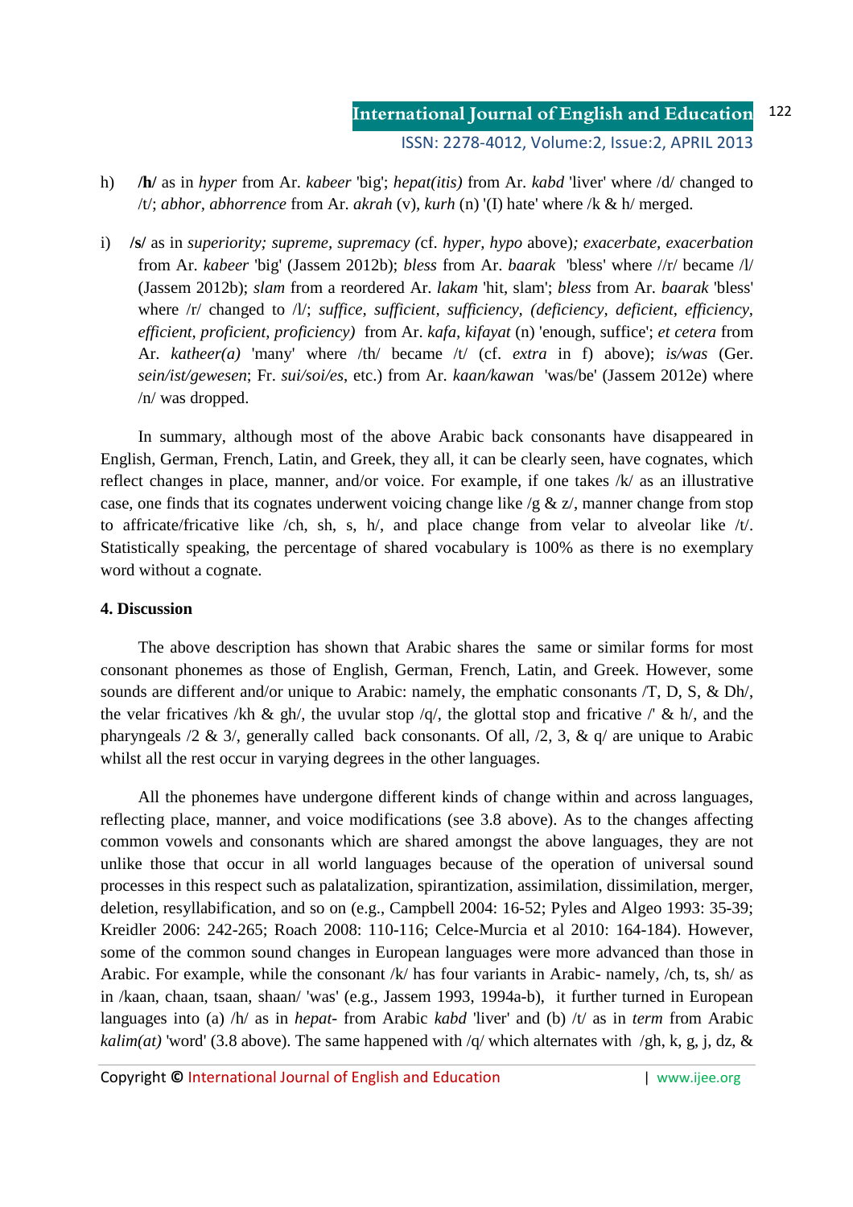h) **/h/** as in *hyper* from Ar. *kabeer* 'big'; *hepat(itis)* from Ar. *kabd* 'liver' where /d/ changed to /t/; *abhor, abhorrence* from Ar. *akrah* (v), *kurh* (n) '(I) hate' where /k & h/ merged.

i) **/s/** as in *superiority; supreme, supremacy (*cf. *hyper, hypo* above)*; exacerbate, exacerbation* from Ar. *kabeer* 'big' (Jassem 2012b); *bless* from Ar. *baarak* 'bless' where //r/ became /l/ (Jassem 2012b); *slam* from a reordered Ar. *lakam* 'hit, slam'; *bless* from Ar. *baarak* 'bless' where /r/ changed to /l/; *suffice, sufficient, sufficiency, (deficiency, deficient, efficiency, efficient, proficient, proficiency)* from Ar. *kafa, kifayat* (n) 'enough, suffice'; *et cetera* from Ar. *katheer(a)* 'many' where /th/ became /t/ (cf. *extra* in f) above); *is/was* (Ger. *sein/ist/gewesen*; Fr. *sui/soi/es*, etc.) from Ar. *kaan/kawan* 'was/be' (Jassem 2012e) where /n/ was dropped.

In summary, although most of the above Arabic back consonants have disappeared in English, German, French, Latin, and Greek, they all, it can be clearly seen, have cognates, which reflect changes in place, manner, and/or voice. For example, if one takes /k/ as an illustrative case, one finds that its cognates underwent voicing change like /g & z/, manner change from stop to affricate/fricative like /ch, sh, s, h/, and place change from velar to alveolar like /t/. Statistically speaking, the percentage of shared vocabulary is 100% as there is no exemplary word without a cognate.

**4. Discussion**

The above description has shown that Arabic shares the same or similar forms for most consonant phonemes as those of English, German, French, Latin, and Greek. However, some sounds are different and/or unique to Arabic: namely, the emphatic consonants /T, D, S, & Dh/, the velar fricatives /kh & gh/, the uvular stop /q/, the glottal stop and fricative /' & h/, and the pharyngeals /2 & 3/, generally called back consonants. Of all, /2, 3, & q/ are unique to Arabic whilst all the rest occur in varying degrees in the other languages.

All the phonemes have undergone different kinds of change within and across languages, reflecting place, manner, and voice modifications (see 3.8 above). As to the changes affecting common vowels and consonants which are shared amongst the above languages, they are not unlike those that occur in all world languages because of the operation of universal sound processes in this respect such as palatalization, spirantization, assimilation, dissimilation, merger, deletion, resyllabification, and so on (e.g., Campbell 2004: 16-52; Pyles and Algeo 1993: 35-39; Kreidler 2006: 242-265; Roach 2008: 110-116; Celce-Murcia et al 2010: 164-184). However, some of the common sound changes in European languages were more advanced than those in Arabic. For example, while the consonant /k/ has four variants in Arabic- namely, /ch, ts, sh/ as in /kaan, chaan, tsaan, shaan/ 'was' (e.g., Jassem 1993, 1994a-b), it further turned in European languages into (a) /h/ as in *hepat-* from Arabic *kabd* 'liver' and (b) /t/ as in *term* from Arabic *kalim(at)* 'word' (3.8 above). The same happened with /q/ which alternates with /gh, k, g, j, dz, &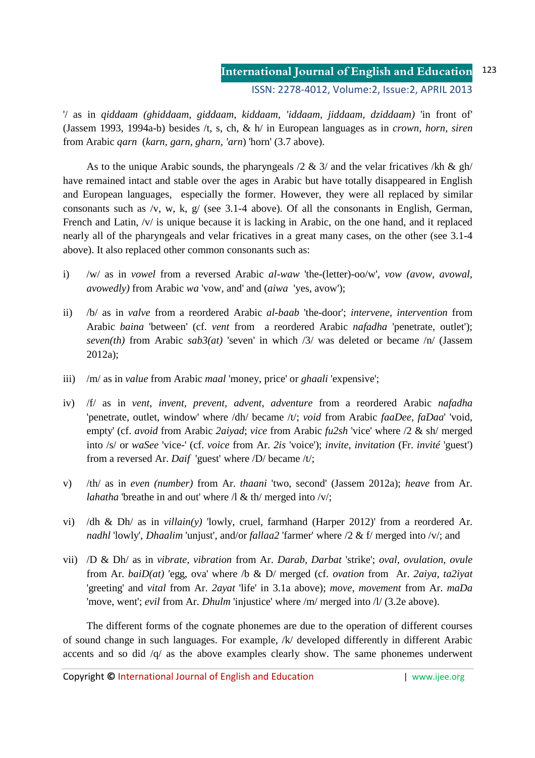'/ as in *qiddaam (ghiddaam, giddaam, kiddaam, 'iddaam, jiddaam, dziddaam)* 'in front of' (Jassem 1993, 1994a-b) besides /t, s, ch, & h/ in European languages as in *crown, horn, siren* from Arabic *qarn* (*karn, garn, gharn, 'arn*) 'horn' (3.7 above).

As to the unique Arabic sounds, the pharyngeals /2 & 3/ and the velar fricatives /kh & gh/ have remained intact and stable over the ages in Arabic but have totally disappeared in English and European languages, especially the former. However, they were all replaced by similar consonants such as /v, w, k, g/ (see 3.1-4 above). Of all the consonants in English, German, French and Latin, /v/ is unique because it is lacking in Arabic, on the one hand, and it replaced nearly all of the pharyngeals and velar fricatives in a great many cases, on the other (see 3.1-4 above). It also replaced other common consonants such as:

i) /w/ as in *vowel* from a reversed Arabic *al-waw* 'the-(letter)-oo/w', *vow (avow, avowal, avowedly)* from Arabic *wa* 'vow, and' and (*aiwa* 'yes, avow');

ii) /b/ as in *valve* from a reordered Arabic *al-baab* 'the-door'; *intervene, intervention* from Arabic *baina* 'between' (cf. *vent* from a reordered Arabic *nafadha* 'penetrate, outlet'); *seven(th)* from Arabic *sab3(at)* 'seven' in which /3/ was deleted or became /n/ (Jassem 2012a);

iii) /m/ as in *value* from Arabic *maal* 'money, price' or *ghaali* 'expensive';

iv) /f/ as in *vent, invent, prevent, advent, adventure* from a reordered Arabic *nafadha* 'penetrate, outlet, window' where /dh/ became /t/; *void* from Arabic *faaDee, faDaa*' 'void, empty' (cf. *avoid* from Arabic *2aiyad*; *vice* from Arabic *fu2sh* 'vice' where /2 & sh/ merged into /s/ or *waSee* 'vice-' (cf. *voice* from Ar. *2is* 'voice'); *invite, invitation* (Fr. *invité* 'guest') from a reversed Ar. *Daif* 'guest' where /D/ became /t/;

v) /th/ as in *even (number)* from Ar. *thaani* 'two, second' (Jassem 2012a); *heave* from Ar. *lahatha* 'breathe in and out' where /l & th/ merged into /v/;

vi) /dh & Dh/ as in *villain(y)* 'lowly, cruel, farmhand (Harper 2012)' from a reordered Ar. *nadhl* 'lowly', *Dhaalim* 'unjust', and/or *fallaa2* 'farmer' where /2 & f/ merged into /v/; and

vii) /D & Dh/ as in *vibrate, vibration* from Ar. *Darab, Darbat* 'strike'; *oval, ovulation, ovule* from Ar. *baiD(at)* 'egg, ova' where /b & D/ merged (cf. *ovation* from Ar. *2aiya, ta2iyat* 'greeting' and *vital* from Ar. *2ayat* 'life' in 3.1a above); *move, movement* from Ar. *maDa* 'move, went'; *evil* from Ar. *Dhulm* 'injustice' where /m/ merged into /l/ (3.2e above).

The different forms of the cognate phonemes are due to the operation of different courses of sound change in such languages. For example, /k/ developed differently in different Arabic accents and so did /q/ as the above examples clearly show. The same phonemes underwent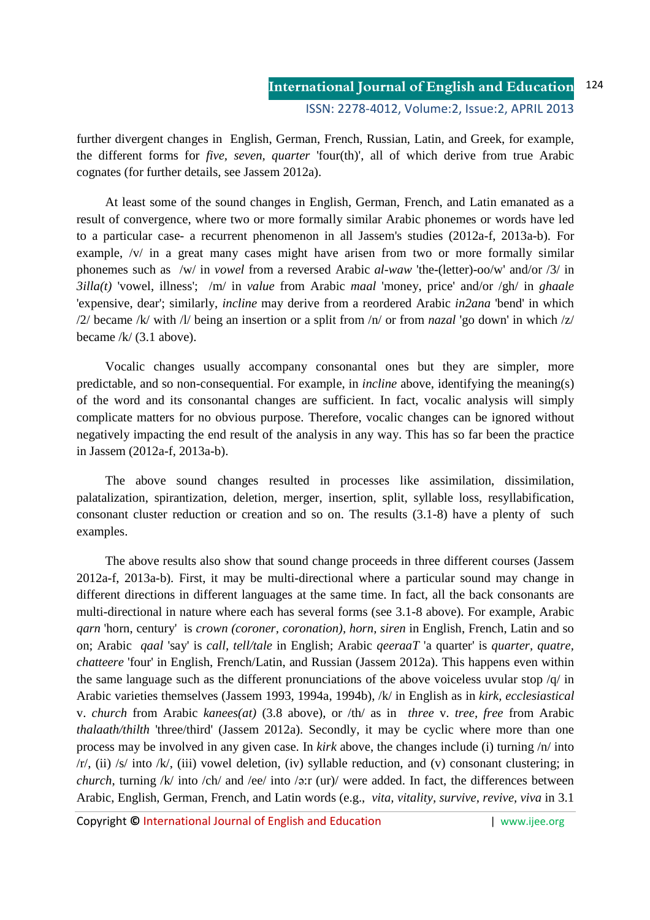further divergent changes in English, German, French, Russian, Latin, and Greek, for example, the different forms for *five*, *seven*, *quarter* 'four(th)', all of which derive from true Arabic cognates (for further details, see Jassem 2012a).

At least some of the sound changes in English, German, French, and Latin emanated as a result of convergence, where two or more formally similar Arabic phonemes or words have led to a particular case- a recurrent phenomenon in all Jassem's studies (2012a-f, 2013a-b). For example, /v/ in a great many cases might have arisen from two or more formally similar phonemes such as /w/ in *vowel* from a reversed Arabic *al-waw* 'the-(letter)-oo/w' and/or /3/ in *3illa(t)* 'vowel, illness'; /m/ in *value* from Arabic *maal* 'money, price' and/or /gh/ in *ghaale* 'expensive, dear'; similarly, *incline* may derive from a reordered Arabic *in2ana* 'bend' in which /2/ became /k/ with /l/ being an insertion or a split from /n/ or from *nazal* 'go down' in which /z/ became /k/ (3.1 above).

Vocalic changes usually accompany consonantal ones but they are simpler, more predictable, and so non-consequential. For example, in *incline* above, identifying the meaning(s) of the word and its consonantal changes are sufficient. In fact, vocalic analysis will simply complicate matters for no obvious purpose. Therefore, vocalic changes can be ignored without negatively impacting the end result of the analysis in any way. This has so far been the practice in Jassem (2012a-f, 2013a-b).

The above sound changes resulted in processes like assimilation, dissimilation, palatalization, spirantization, deletion, merger, insertion, split, syllable loss, resyllabification, consonant cluster reduction or creation and so on. The results (3.1-8) have a plenty of such examples.

The above results also show that sound change proceeds in three different courses (Jassem 2012a-f, 2013a-b). First, it may be multi-directional where a particular sound may change in different directions in different languages at the same time. In fact, all the back consonants are multi-directional in nature where each has several forms (see 3.1-8 above). For example, Arabic *qarn* 'horn, century' is *crown (coroner, coronation), horn, siren* in English, French, Latin and so on; Arabic *qaal* 'say' is *call, tell/tale* in English; Arabic *qeeraaT* 'a quarter' is *quarter, quatre, chatteere* 'four' in English, French/Latin, and Russian (Jassem 2012a). This happens even within the same language such as the different pronunciations of the above voiceless uvular stop /q/ in Arabic varieties themselves (Jassem 1993, 1994a, 1994b), /k/ in English as in *kirk, ecclesiastical* v. *church* from Arabic *kanees(at)* (3.8 above), or /th/ as in *three* v. *tree, free* from Arabic *thalaath/thilth* 'three/third' (Jassem 2012a). Secondly, it may be cyclic where more than one process may be involved in any given case. In *kirk* above, the changes include (i) turning /n/ into /r/, (ii) /s/ into /k/, (iii) vowel deletion, (iv) syllable reduction, and (v) consonant clustering; in *church*, turning /k/ into /ch/ and /ee/ into /ɔ:r (ur)/ were added. In fact, the differences between Arabic, English, German, French, and Latin words (e.g., *vita, vitality, survive, revive, viva* in 3.1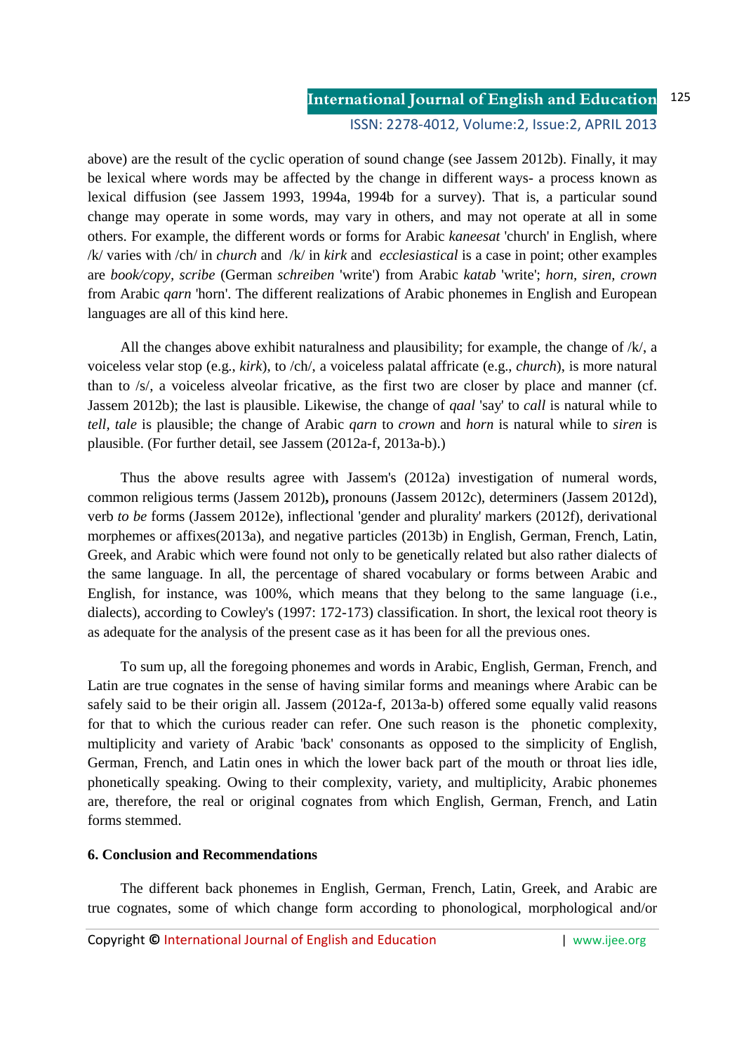above) are the result of the cyclic operation of sound change (see Jassem 2012b). Finally, it may be lexical where words may be affected by the change in different ways- a process known as lexical diffusion (see Jassem 1993, 1994a, 1994b for a survey). That is, a particular sound change may operate in some words, may vary in others, and may not operate at all in some others. For example, the different words or forms for Arabic *kaneesat* 'church' in English, where /k/ varies with /ch/ in *church* and /k/ in *kirk* and *ecclesiastical* is a case in point; other examples are *book/copy, scribe* (German *schreiben* 'write') from Arabic *katab* 'write'; *horn, siren, crown* from Arabic *qarn* 'horn'. The different realizations of Arabic phonemes in English and European languages are all of this kind here.

All the changes above exhibit naturalness and plausibility; for example, the change of /k/, a voiceless velar stop (e.g., *kirk*), to /ch/, a voiceless palatal affricate (e.g., *church*), is more natural than to /s/, a voiceless alveolar fricative, as the first two are closer by place and manner (cf. Jassem 2012b); the last is plausible. Likewise, the change of *qaal* 'say' to *call* is natural while to *tell, tale* is plausible; the change of Arabic *qarn* to *crown* and *horn* is natural while to *siren* is plausible. (For further detail, see Jassem (2012a-f, 2013a-b).)

Thus the above results agree with Jassem's (2012a) investigation of numeral words, common religious terms (Jassem 2012b)**,** pronouns (Jassem 2012c), determiners (Jassem 2012d), verb *to be* forms (Jassem 2012e), inflectional 'gender and plurality' markers (2012f), derivational morphemes or affixes(2013a), and negative particles (2013b) in English, German, French, Latin, Greek, and Arabic which were found not only to be genetically related but also rather dialects of the same language. In all, the percentage of shared vocabulary or forms between Arabic and English, for instance, was 100%, which means that they belong to the same language (i.e., dialects), according to Cowley's (1997: 172-173) classification. In short, the lexical root theory is as adequate for the analysis of the present case as it has been for all the previous ones.

To sum up, all the foregoing phonemes and words in Arabic, English, German, French, and Latin are true cognates in the sense of having similar forms and meanings where Arabic can be safely said to be their origin all. Jassem (2012a-f, 2013a-b) offered some equally valid reasons for that to which the curious reader can refer. One such reason is the phonetic complexity, multiplicity and variety of Arabic 'back' consonants as opposed to the simplicity of English, German, French, and Latin ones in which the lower back part of the mouth or throat lies idle, phonetically speaking. Owing to their complexity, variety, and multiplicity, Arabic phonemes are, therefore, the real or original cognates from which English, German, French, and Latin forms stemmed.

## 6. Conclusion and Recommendations

The different back phonemes in English, German, French, Latin, Greek, and Arabic are true cognates, some of which change form according to phonological, morphological and/or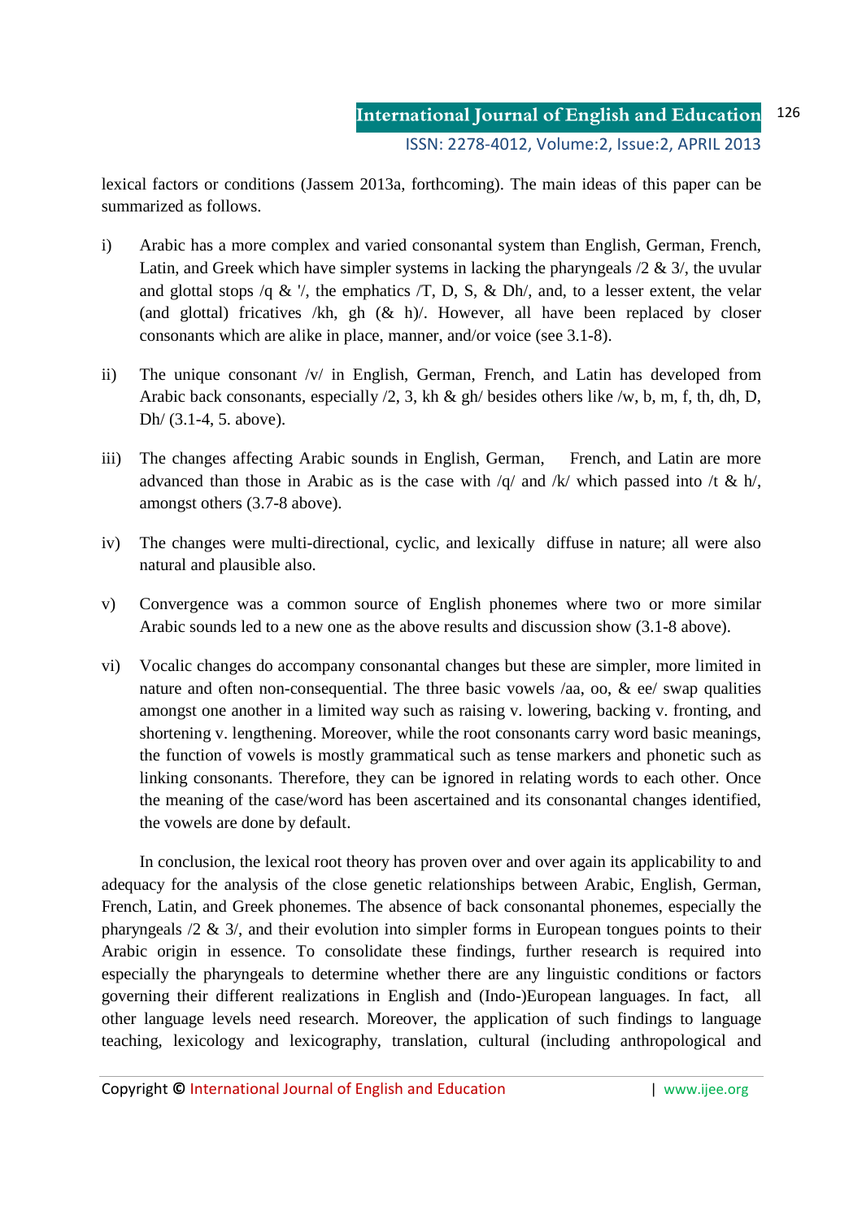lexical factors or conditions (Jassem 2013a, forthcoming). The main ideas of this paper can be summarized as follows.

i) Arabic has a more complex and varied consonantal system than English, German, French, Latin, and Greek which have simpler systems in lacking the pharyngeals /2 & 3/, the uvular and glottal stops /q & '/, the emphatics /T, D, S, & Dh/, and, to a lesser extent, the velar (and glottal) fricatives /kh, gh (& h)/. However, all have been replaced by closer consonants which are alike in place, manner, and/or voice (see 3.1-8).

ii) The unique consonant /v/ in English, German, French, and Latin has developed from Arabic back consonants, especially /2, 3, kh & gh/ besides others like /w, b, m, f, th, dh, D, Dh/ (3.1-4, 5. above).

iii) The changes affecting Arabic sounds in English, German, French, and Latin are more advanced than those in Arabic as is the case with /q/ and /k/ which passed into /t & h/, amongst others (3.7-8 above).

iv) The changes were multi-directional, cyclic, and lexically diffuse in nature; all were also natural and plausible also.

v) Convergence was a common source of English phonemes where two or more similar Arabic sounds led to a new one as the above results and discussion show (3.1-8 above).

vi) Vocalic changes do accompany consonantal changes but these are simpler, more limited in nature and often non-consequential. The three basic vowels /aa, oo, & ee/ swap qualities amongst one another in a limited way such as raising v. lowering, backing v. fronting, and shortening v. lengthening. Moreover, while the root consonants carry word basic meanings, the function of vowels is mostly grammatical such as tense markers and phonetic such as linking consonants. Therefore, they can be ignored in relating words to each other. Once the meaning of the case/word has been ascertained and its consonantal changes identified, the vowels are done by default.

In conclusion, the lexical root theory has proven over and over again its applicability to and adequacy for the analysis of the close genetic relationships between Arabic, English, German, French, Latin, and Greek phonemes. The absence of back consonantal phonemes, especially the pharyngeals /2 & 3/, and their evolution into simpler forms in European tongues points to their Arabic origin in essence. To consolidate these findings, further research is required into especially the pharyngeals to determine whether there are any linguistic conditions or factors governing their different realizations in English and (Indo-)European languages. In fact, all other language levels need research. Moreover, the application of such findings to language teaching, lexicology and lexicography, translation, cultural (including anthropological and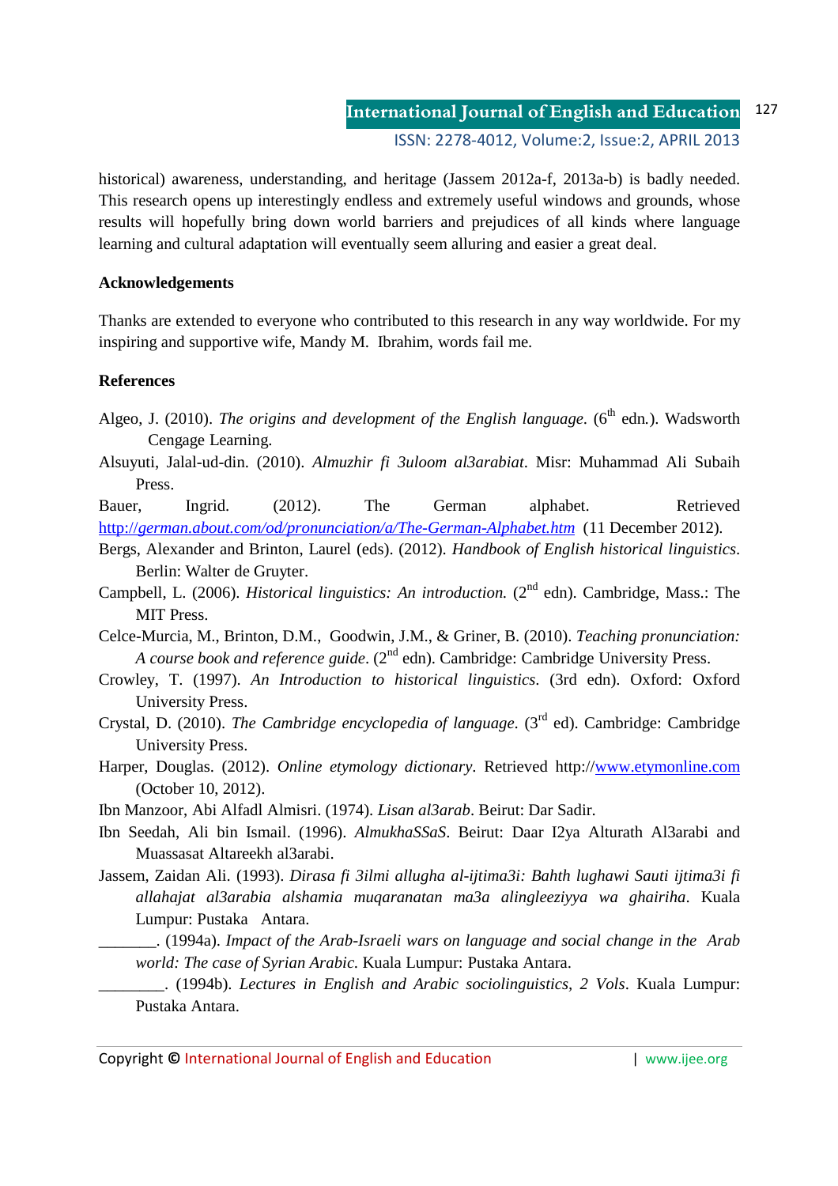historical) awareness, understanding, and heritage (Jassem 2012a-f, 2013a-b) is badly needed. This research opens up interestingly endless and extremely useful windows and grounds, whose results will hopefully bring down world barriers and prejudices of all kinds where language learning and cultural adaptation will eventually seem alluring and easier a great deal.

**Acknowledgements**

Thanks are extended to everyone who contributed to this research in any way worldwide. For my inspiring and supportive wife, Mandy M. Ibrahim, words fail me.

**References**

Algeo, J. (2010). *The origins and development of the English language*. (6th edn.). Wadsworth Cengage Learning.

Alsuyuti, Jalal-ud-din. (2010). *Almuzhir fi 3uloom al3arabiat*. Misr: Muhammad Ali Subaih Press.

Bauer, Ingrid. (2012). The German alphabet. Retrieved http://german.about.com/od/pronunciation/a/The-German-Alphabet.htm (11 December 2012).

Bergs, Alexander and Brinton, Laurel (eds). (2012). *Handbook of English historical linguistics*. Berlin: Walter de Gruyter.

Campbell, L. (2006). *Historical linguistics: An introduction.* (2nd edn). Cambridge, Mass.: The MIT Press.

Celce-Murcia, M., Brinton, D.M., Goodwin, J.M., & Griner, B. (2010). *Teaching pronunciation: A course book and reference guide*. (2nd edn). Cambridge: Cambridge University Press.

Crowley, T. (1997). *An Introduction to historical linguistics*. (3rd edn). Oxford: Oxford University Press.

Crystal, D. (2010). *The Cambridge encyclopedia of language*. (3rd ed). Cambridge: Cambridge University Press.

Harper, Douglas. (2012). *Online etymology dictionary*. Retrieved http://www.etymonline.com (October 10, 2012).

Ibn Manzoor, Abi Alfadl Almisri. (1974). *Lisan al3arab*. Beirut: Dar Sadir.

Ibn Seedah, Ali bin Ismail. (1996). *AlmukhaSSaS*. Beirut: Daar I2ya Alturath Al3arabi and Muassasat Altareekh al3arabi.

Jassem, Zaidan Ali. (1993). *Dirasa fi 3ilmi allugha al-ijtima3i: Bahth lughawi Sauti ijtima3i fi allahajat al3arabia alshamia muqaranatan ma3a alingleeziyya wa ghairiha*. Kuala Lumpur: Pustaka Antara.

_______. (1994a). *Impact of the Arab-Israeli wars on language and social change in the Arab world: The case of Syrian Arabic.* Kuala Lumpur: Pustaka Antara.

________. (1994b). *Lectures in English and Arabic sociolinguistics, 2 Vols*. Kuala Lumpur: Pustaka Antara.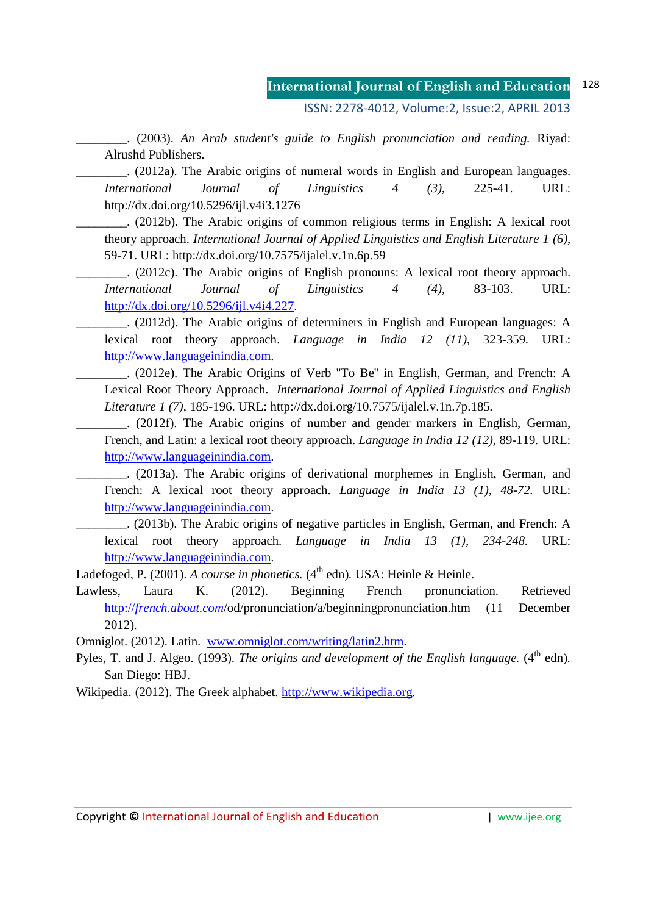________. (2003). *An Arab student's guide to English pronunciation and reading.* Riyad: Alrushd Publishers.

________. (2012a). The Arabic origins of numeral words in English and European languages. *International Journal of Linguistics 4 (3)*, 225-41. URL: http://dx.doi.org/10.5296/ijl.v4i3.1276

________. (2012b). The Arabic origins of common religious terms in English: A lexical root theory approach. *International Journal of Applied Linguistics and English Literature 1 (6)*, 59-71. URL: http://dx.doi.org/10.7575/ijalel.v.1n.6p.59

________. (2012c). The Arabic origins of English pronouns: A lexical root theory approach. *International Journal of Linguistics 4 (4)*, 83-103. URL: http://dx.doi.org/10.5296/ijl.v4i4.227.

________. (2012d). The Arabic origins of determiners in English and European languages: A lexical root theory approach. *Language in India 12 (11)*, 323-359. URL: http://www.languageinindia.com.

________. (2012e). The Arabic Origins of Verb "To Be" in English, German, and French: A Lexical Root Theory Approach. *International Journal of Applied Linguistics and English Literature 1 (7)*, 185-196. URL: http://dx.doi.org/10.7575/ijalel.v.1n.7p.185.

________. (2012f). The Arabic origins of number and gender markers in English, German, French, and Latin: a lexical root theory approach. *Language in India 12 (12)*, 89-119. URL: http://www.languageinindia.com.

________. (2013a). The Arabic origins of derivational morphemes in English, German, and French: A lexical root theory approach. *Language in India 13 (1), 48-72.* URL: http://www.languageinindia.com.

________. (2013b). The Arabic origins of negative particles in English, German, and French: A lexical root theory approach. *Language in India 13 (1), 234-248.* URL: http://www.languageinindia.com.

Ladefoged, P. (2001). *A course in phonetics.* (4th edn). USA: Heinle & Heinle.

Lawless, Laura K. (2012). Beginning French pronunciation. Retrieved http://*french.about.com*/od/pronunciation/a/beginningpronunciation.htm (11 December 2012).

Omniglot. (2012). Latin. www.omniglot.com/writing/latin2.htm.

Pyles, T. and J. Algeo. (1993). *The origins and development of the English language.* (4th edn). San Diego: HBJ.

Wikipedia. (2012). The Greek alphabet. http://www.wikipedia.org.